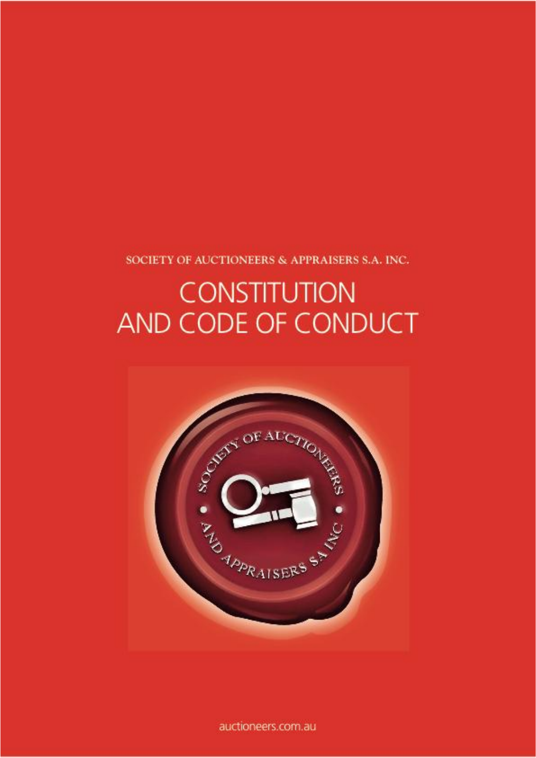SOCIETY OF AUCTIONEERS & APPRAISERS S.A. INC.

# CONSTITUTION AND CODE OF CONDUCT

auctioneers.com.au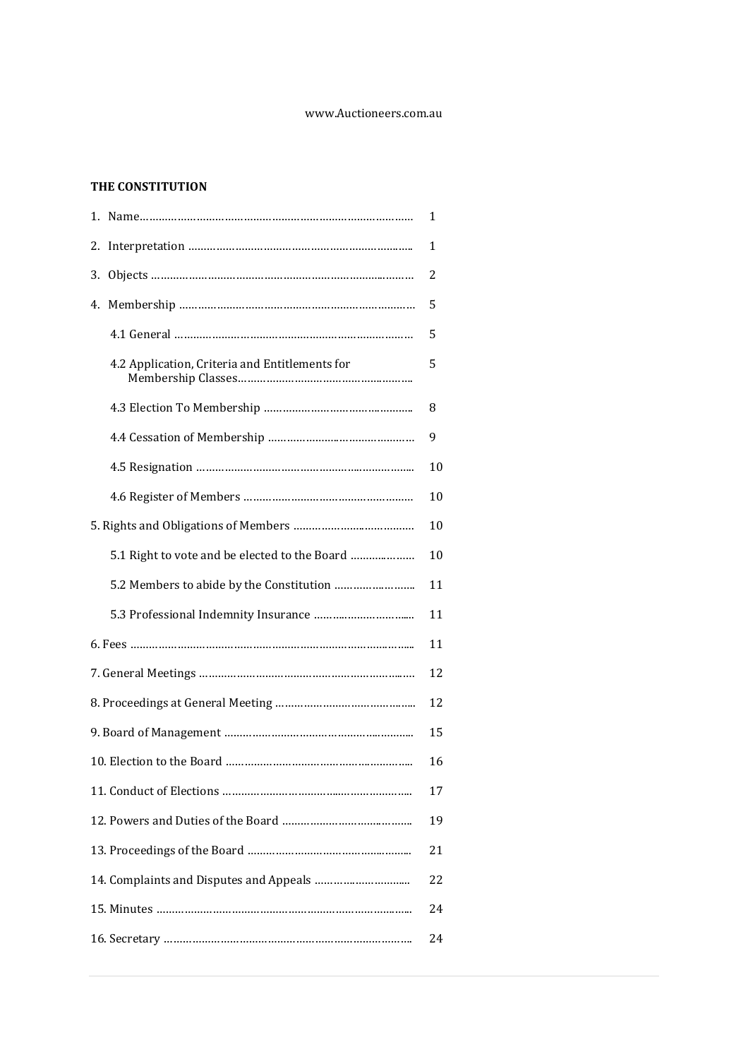www.Auctioneers.com.au

**THE CONSTITUTION**

| | |
|---|---|
| 1. Name…………………………………………………………………… | 1 |
| 2. Interpretation …………………………………………………………. | 1 |
| 3. Objects ………………………………………………………………… | 2 |
| 4. Membership ………………………………………………………… | 5 |
| 4.1 General ……………………………………………………………… | 5 |
| 4.2 Application, Criteria and Entitlements for Membership Classes…………………………………………… | 5 |
| 4.3 Election To Membership ……………………………………….. | 8 |
| 4.4 Cessation of Membership ………………………………………… | 9 |
| 4.5 Resignation ……………………………………………………….. | 10 |
| 4.6 Register of Members ……………………………………………… | 10 |
| 5. Rights and Obligations of Members ………………………………… | 10 |
| 5.1 Right to vote and be elected to the Board ………………… | 10 |
| 5.2 Members to abide by the Constitution …………………….. | 11 |
| 5.3 Professional Indemnity Insurance ………………………….. | 11 |
| 6. Fees ……………………………………………………………………….. | 11 |
| 7. General Meetings ……………………………………………………… | 12 |
| 8. Proceedings at General Meeting …………………………………….. | 12 |
| 9. Board of Management ……………………………………………….. | 15 |
| 10. Election to the Board ……………………………………………….. | 16 |
| 11. Conduct of Elections ………………………………………………... | 17 |
| 12. Powers and Duties of the Board ……………………………………. | 19 |
| 13. Proceedings of the Board ……………………………………………. | 21 |
| 14. Complaints and Disputes and Appeals ……………………….. | 22 |
| 15. Minutes ……………………………………………………………….. | 24 |
| 16. Secretary ……………………………………………………………… | 24 |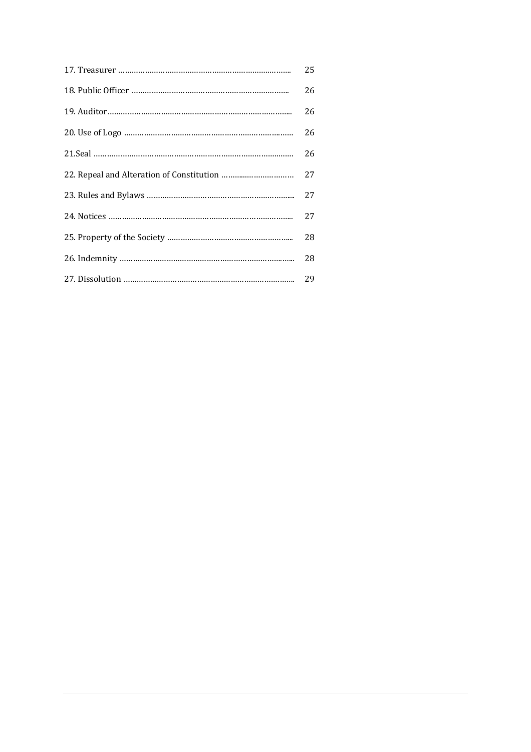| | |
|---|---|
| 17. Treasurer …………………………………………………………………. | 25 |
| 18. Public Officer ………………………………………………………. | 26 |
| 19. Auditor……………………………………………………………………. | 26 |
| 20. Use of Logo ………………………………………………………………… | 26 |
| 21.Seal …………………………………………………………………………… | 26 |
| 22. Repeal and Alteration of Constitution …………………………… | 27 |
| 23. Rules and Bylaws ……………………………………………………….. | 27 |
| 24. Notices …………………………………………………………………….. | 27 |
| 25. Property of the Society …………………………………………….. | 28 |
| 26. Indemnity ……………………………………………………………….. | 28 |
| 27. Dissolution ……………………………………………………………….. | 29 |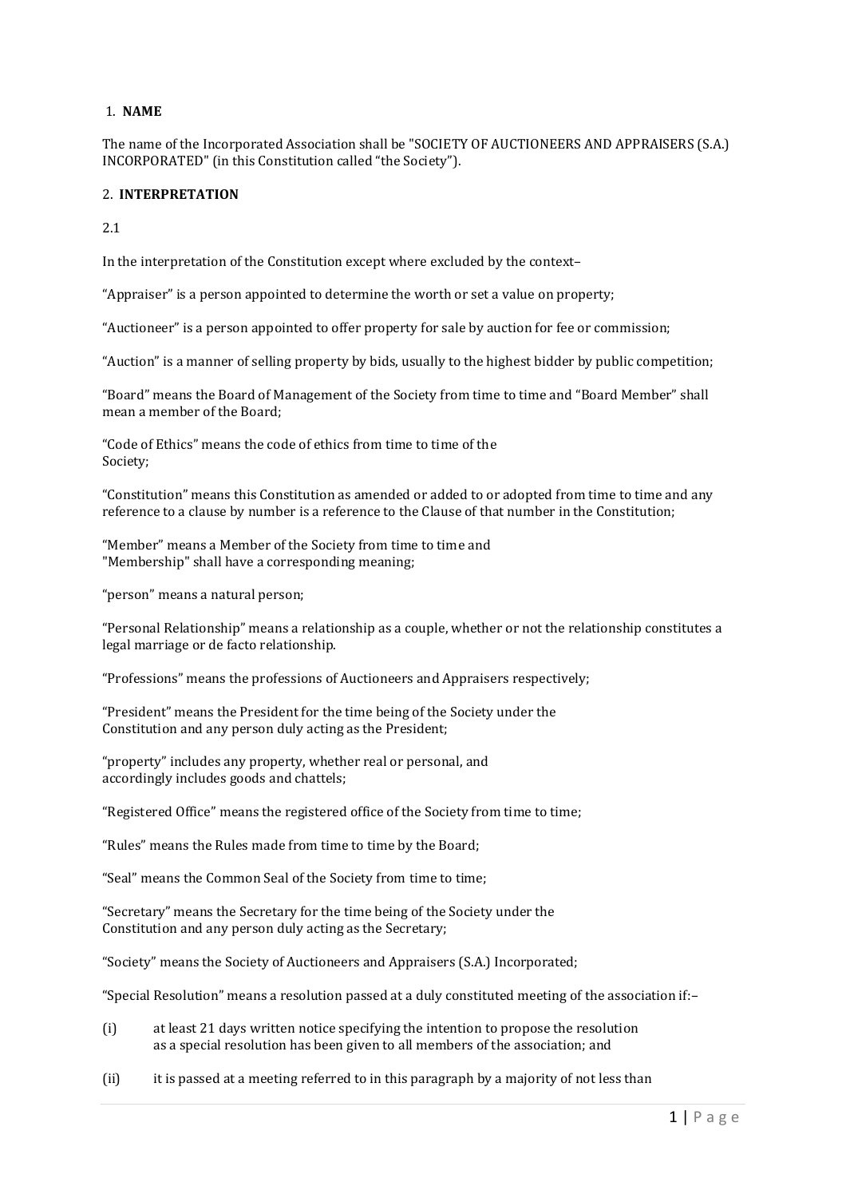1. **NAME**

The name of the Incorporated Association shall be "SOCIETY OF AUCTIONEERS AND APPRAISERS (S.A.) INCORPORATED" (in this Constitution called "the Society").

2. **INTERPRETATION**

2.1

In the interpretation of the Constitution except where excluded by the context–

"Appraiser" is a person appointed to determine the worth or set a value on property;

"Auctioneer" is a person appointed to offer property for sale by auction for fee or commission;

"Auction" is a manner of selling property by bids, usually to the highest bidder by public competition;

"Board" means the Board of Management of the Society from time to time and "Board Member" shall mean a member of the Board;

"Code of Ethics" means the code of ethics from time to time of the Society;

"Constitution" means this Constitution as amended or added to or adopted from time to time and any reference to a clause by number is a reference to the Clause of that number in the Constitution;

"Member" means a Member of the Society from time to time and "Membership" shall have a corresponding meaning;

"person" means a natural person;

"Personal Relationship" means a relationship as a couple, whether or not the relationship constitutes a legal marriage or de facto relationship.

"Professions" means the professions of Auctioneers and Appraisers respectively;

"President" means the President for the time being of the Society under the Constitution and any person duly acting as the President;

"property" includes any property, whether real or personal, and accordingly includes goods and chattels;

"Registered Office" means the registered office of the Society from time to time;

"Rules" means the Rules made from time to time by the Board;

"Seal" means the Common Seal of the Society from time to time;

"Secretary" means the Secretary for the time being of the Society under the Constitution and any person duly acting as the Secretary;

"Society" means the Society of Auctioneers and Appraisers (S.A.) Incorporated;

"Special Resolution" means a resolution passed at a duly constituted meeting of the association if:–

(i) at least 21 days written notice specifying the intention to propose the resolution as a special resolution has been given to all members of the association; and

(ii) it is passed at a meeting referred to in this paragraph by a majority of not less than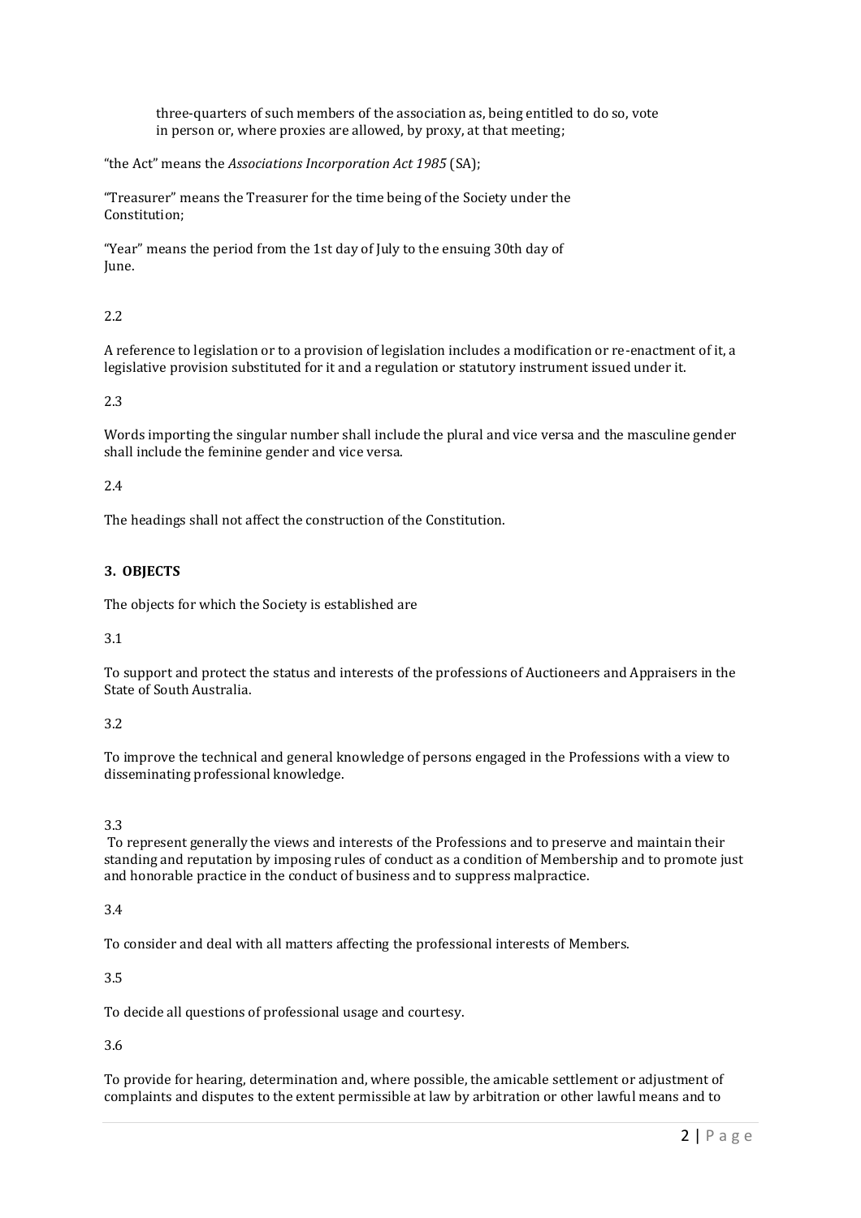three-quarters of such members of the association as, being entitled to do so, vote in person or, where proxies are allowed, by proxy, at that meeting;

"the Act" means the *Associations Incorporation Act 1985* (SA);

"Treasurer" means the Treasurer for the time being of the Society under the Constitution;

"Year" means the period from the 1st day of July to the ensuing 30th day of June.

2.2

A reference to legislation or to a provision of legislation includes a modification or re-enactment of it, a legislative provision substituted for it and a regulation or statutory instrument issued under it.

2.3

Words importing the singular number shall include the plural and vice versa and the masculine gender shall include the feminine gender and vice versa.

2.4

The headings shall not affect the construction of the Constitution.

## 3. OBJECTS

The objects for which the Society is established are

3.1

To support and protect the status and interests of the professions of Auctioneers and Appraisers in the State of South Australia.

3.2

To improve the technical and general knowledge of persons engaged in the Professions with a view to disseminating professional knowledge.

3.3

To represent generally the views and interests of the Professions and to preserve and maintain their standing and reputation by imposing rules of conduct as a condition of Membership and to promote just and honorable practice in the conduct of business and to suppress malpractice.

3.4

To consider and deal with all matters affecting the professional interests of Members.

3.5

To decide all questions of professional usage and courtesy.

3.6

To provide for hearing, determination and, where possible, the amicable settlement or adjustment of complaints and disputes to the extent permissible at law by arbitration or other lawful means and to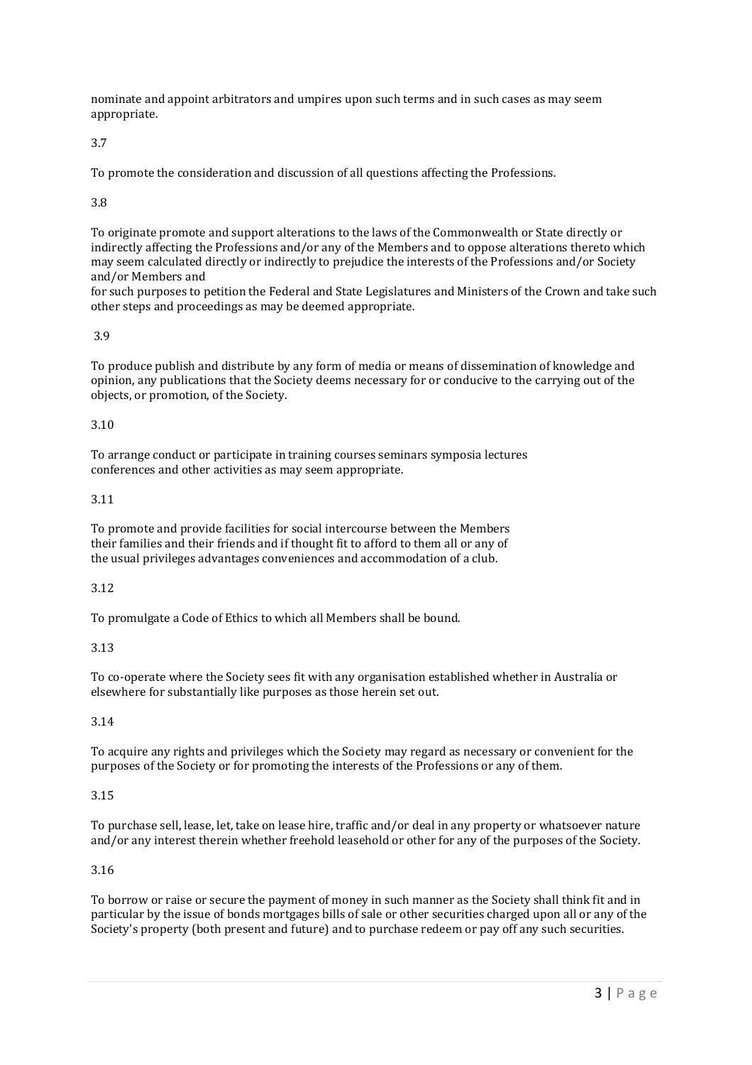nominate and appoint arbitrators and umpires upon such terms and in such cases as may seem appropriate.

3.7

To promote the consideration and discussion of all questions affecting the Professions.

3.8

To originate promote and support alterations to the laws of the Commonwealth or State directly or indirectly affecting the Professions and/or any of the Members and to oppose alterations thereto which may seem calculated directly or indirectly to prejudice the interests of the Professions and/or Society and/or Members and for such purposes to petition the Federal and State Legislatures and Ministers of the Crown and take such other steps and proceedings as may be deemed appropriate.

3.9

To produce publish and distribute by any form of media or means of dissemination of knowledge and opinion, any publications that the Society deems necessary for or conducive to the carrying out of the objects, or promotion, of the Society.

3.10

To arrange conduct or participate in training courses seminars symposia lectures conferences and other activities as may seem appropriate.

3.11

To promote and provide facilities for social intercourse between the Members their families and their friends and if thought fit to afford to them all or any of the usual privileges advantages conveniences and accommodation of a club.

3.12

To promulgate a Code of Ethics to which all Members shall be bound.

3.13

To co-operate where the Society sees fit with any organisation established whether in Australia or elsewhere for substantially like purposes as those herein set out.

3.14

To acquire any rights and privileges which the Society may regard as necessary or convenient for the purposes of the Society or for promoting the interests of the Professions or any of them.

3.15

To purchase sell, lease, let, take on lease hire, traffic and/or deal in any property or whatsoever nature and/or any interest therein whether freehold leasehold or other for any of the purposes of the Society.

3.16

To borrow or raise or secure the payment of money in such manner as the Society shall think fit and in particular by the issue of bonds mortgages bills of sale or other securities charged upon all or any of the Society's property (both present and future) and to purchase redeem or pay off any such securities.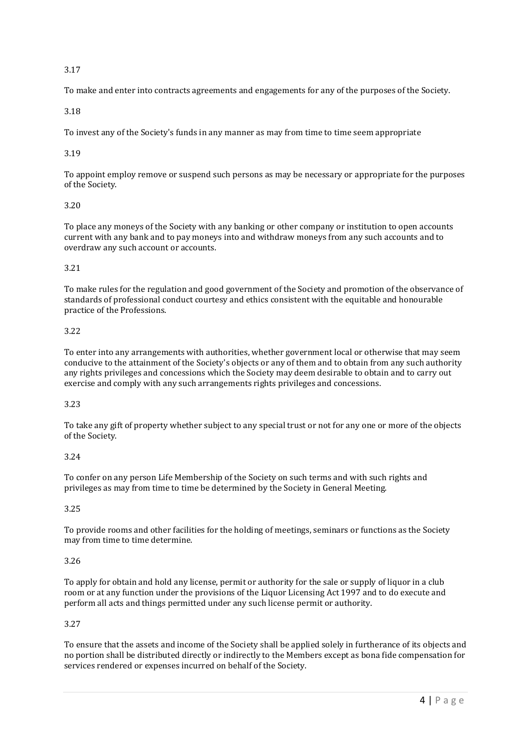3.17

To make and enter into contracts agreements and engagements for any of the purposes of the Society.

3.18

To invest any of the Society's funds in any manner as may from time to time seem appropriate

3.19

To appoint employ remove or suspend such persons as may be necessary or appropriate for the purposes of the Society.

3.20

To place any moneys of the Society with any banking or other company or institution to open accounts current with any bank and to pay moneys into and withdraw moneys from any such accounts and to overdraw any such account or accounts.

3.21

To make rules for the regulation and good government of the Society and promotion of the observance of standards of professional conduct courtesy and ethics consistent with the equitable and honourable practice of the Professions.

3.22

To enter into any arrangements with authorities, whether government local or otherwise that may seem conducive to the attainment of the Society's objects or any of them and to obtain from any such authority any rights privileges and concessions which the Society may deem desirable to obtain and to carry out exercise and comply with any such arrangements rights privileges and concessions.

3.23

To take any gift of property whether subject to any special trust or not for any one or more of the objects of the Society.

3.24

To confer on any person Life Membership of the Society on such terms and with such rights and privileges as may from time to time be determined by the Society in General Meeting.

3.25

To provide rooms and other facilities for the holding of meetings, seminars or functions as the Society may from time to time determine.

3.26

To apply for obtain and hold any license, permit or authority for the sale or supply of liquor in a club room or at any function under the provisions of the Liquor Licensing Act 1997 and to do execute and perform all acts and things permitted under any such license permit or authority.

3.27

To ensure that the assets and income of the Society shall be applied solely in furtherance of its objects and no portion shall be distributed directly or indirectly to the Members except as bona fide compensation for services rendered or expenses incurred on behalf of the Society.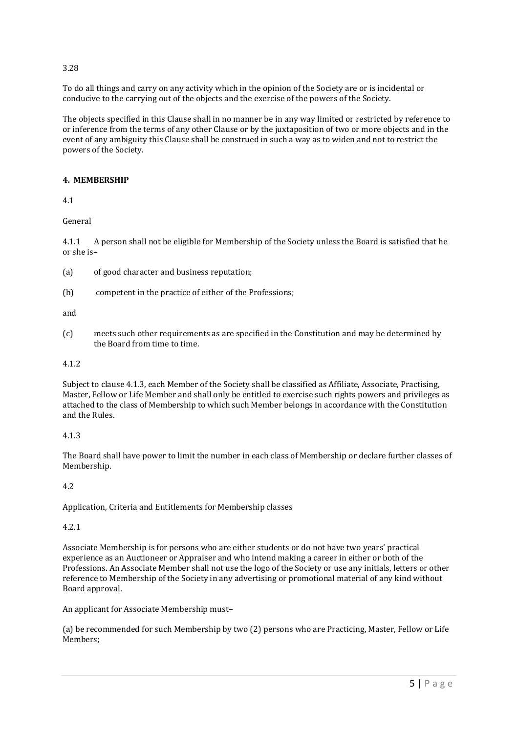3.28

To do all things and carry on any activity which in the opinion of the Society are or is incidental or conducive to the carrying out of the objects and the exercise of the powers of the Society.

The objects specified in this Clause shall in no manner be in any way limited or restricted by reference to or inference from the terms of any other Clause or by the juxtaposition of two or more objects and in the event of any ambiguity this Clause shall be construed in such a way as to widen and not to restrict the powers of the Society.

**4. MEMBERSHIP**

4.1

General

4.1.1 A person shall not be eligible for Membership of the Society unless the Board is satisfied that he or she is–

(a) of good character and business reputation;

(b) competent in the practice of either of the Professions;

and

(c) meets such other requirements as are specified in the Constitution and may be determined by the Board from time to time.

4.1.2

Subject to clause 4.1.3, each Member of the Society shall be classified as Affiliate, Associate, Practising, Master, Fellow or Life Member and shall only be entitled to exercise such rights powers and privileges as attached to the class of Membership to which such Member belongs in accordance with the Constitution and the Rules.

4.1.3

The Board shall have power to limit the number in each class of Membership or declare further classes of Membership.

4.2

Application, Criteria and Entitlements for Membership classes

4.2.1

Associate Membership is for persons who are either students or do not have two years' practical experience as an Auctioneer or Appraiser and who intend making a career in either or both of the Professions. An Associate Member shall not use the logo of the Society or use any initials, letters or other reference to Membership of the Society in any advertising or promotional material of any kind without Board approval.

An applicant for Associate Membership must–

(a) be recommended for such Membership by two (2) persons who are Practicing, Master, Fellow or Life Members;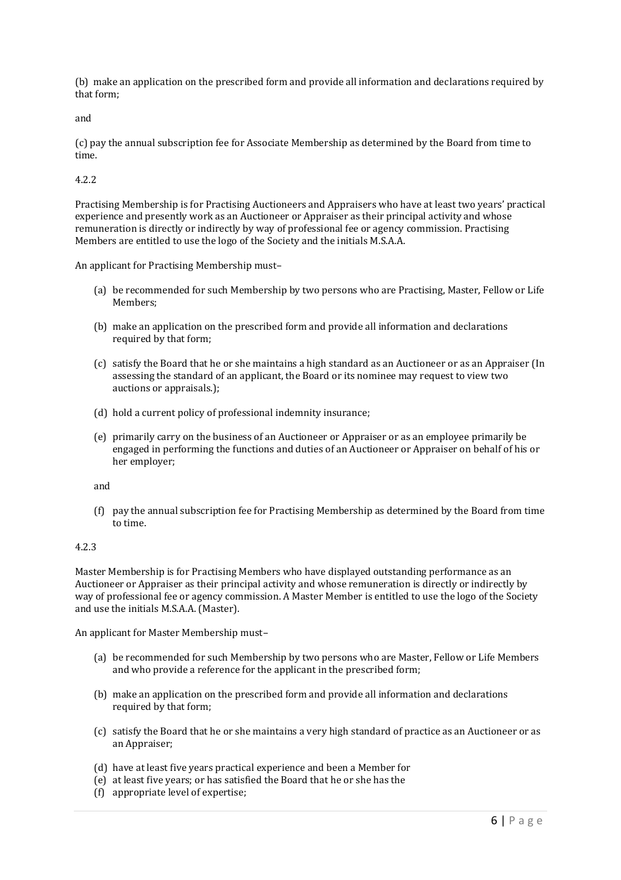(b) make an application on the prescribed form and provide all information and declarations required by that form;

and

(c) pay the annual subscription fee for Associate Membership as determined by the Board from time to time.

4.2.2

Practising Membership is for Practising Auctioneers and Appraisers who have at least two years' practical experience and presently work as an Auctioneer or Appraiser as their principal activity and whose remuneration is directly or indirectly by way of professional fee or agency commission. Practising Members are entitled to use the logo of the Society and the initials M.S.A.A.

An applicant for Practising Membership must–

(a) be recommended for such Membership by two persons who are Practising, Master, Fellow or Life Members;

(b) make an application on the prescribed form and provide all information and declarations required by that form;

(c) satisfy the Board that he or she maintains a high standard as an Auctioneer or as an Appraiser (In assessing the standard of an applicant, the Board or its nominee may request to view two auctions or appraisals.);

(d) hold a current policy of professional indemnity insurance;

(e) primarily carry on the business of an Auctioneer or Appraiser or as an employee primarily be engaged in performing the functions and duties of an Auctioneer or Appraiser on behalf of his or her employer;

and

(f) pay the annual subscription fee for Practising Membership as determined by the Board from time to time.

4.2.3

Master Membership is for Practising Members who have displayed outstanding performance as an Auctioneer or Appraiser as their principal activity and whose remuneration is directly or indirectly by way of professional fee or agency commission. A Master Member is entitled to use the logo of the Society and use the initials M.S.A.A. (Master).

An applicant for Master Membership must–

(a) be recommended for such Membership by two persons who are Master, Fellow or Life Members and who provide a reference for the applicant in the prescribed form;

(b) make an application on the prescribed form and provide all information and declarations required by that form;

(c) satisfy the Board that he or she maintains a very high standard of practice as an Auctioneer or as an Appraiser;

(d) have at least five years practical experience and been a Member for

(e) at least five years; or has satisfied the Board that he or she has the

(f) appropriate level of expertise;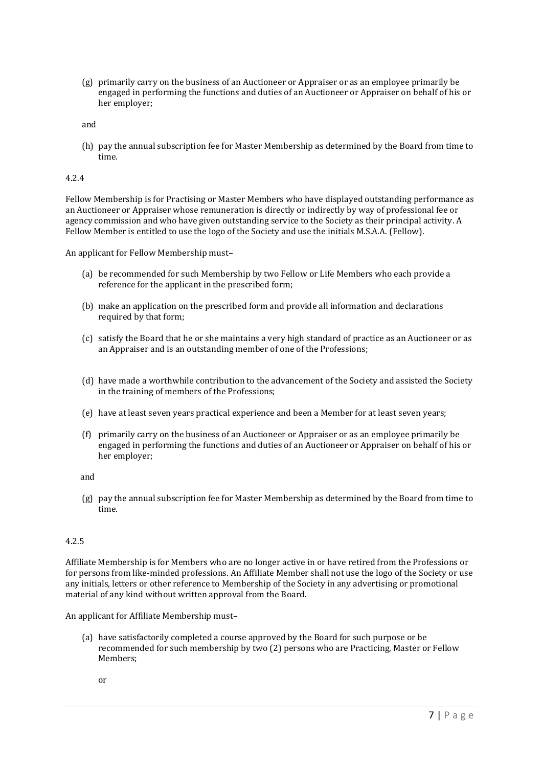(g) primarily carry on the business of an Auctioneer or Appraiser or as an employee primarily be engaged in performing the functions and duties of an Auctioneer or Appraiser on behalf of his or her employer;

and

(h) pay the annual subscription fee for Master Membership as determined by the Board from time to time.

4.2.4

Fellow Membership is for Practising or Master Members who have displayed outstanding performance as an Auctioneer or Appraiser whose remuneration is directly or indirectly by way of professional fee or agency commission and who have given outstanding service to the Society as their principal activity. A Fellow Member is entitled to use the logo of the Society and use the initials M.S.A.A. (Fellow).

An applicant for Fellow Membership must–

(a) be recommended for such Membership by two Fellow or Life Members who each provide a reference for the applicant in the prescribed form;

(b) make an application on the prescribed form and provide all information and declarations required by that form;

(c) satisfy the Board that he or she maintains a very high standard of practice as an Auctioneer or as an Appraiser and is an outstanding member of one of the Professions;

(d) have made a worthwhile contribution to the advancement of the Society and assisted the Society in the training of members of the Professions;

(e) have at least seven years practical experience and been a Member for at least seven years;

(f) primarily carry on the business of an Auctioneer or Appraiser or as an employee primarily be engaged in performing the functions and duties of an Auctioneer or Appraiser on behalf of his or her employer;

and

(g) pay the annual subscription fee for Master Membership as determined by the Board from time to time.

4.2.5

Affiliate Membership is for Members who are no longer active in or have retired from the Professions or for persons from like-minded professions. An Affiliate Member shall not use the logo of the Society or use any initials, letters or other reference to Membership of the Society in any advertising or promotional material of any kind without written approval from the Board.

An applicant for Affiliate Membership must–

(a) have satisfactorily completed a course approved by the Board for such purpose or be recommended for such membership by two (2) persons who are Practicing, Master or Fellow Members;

or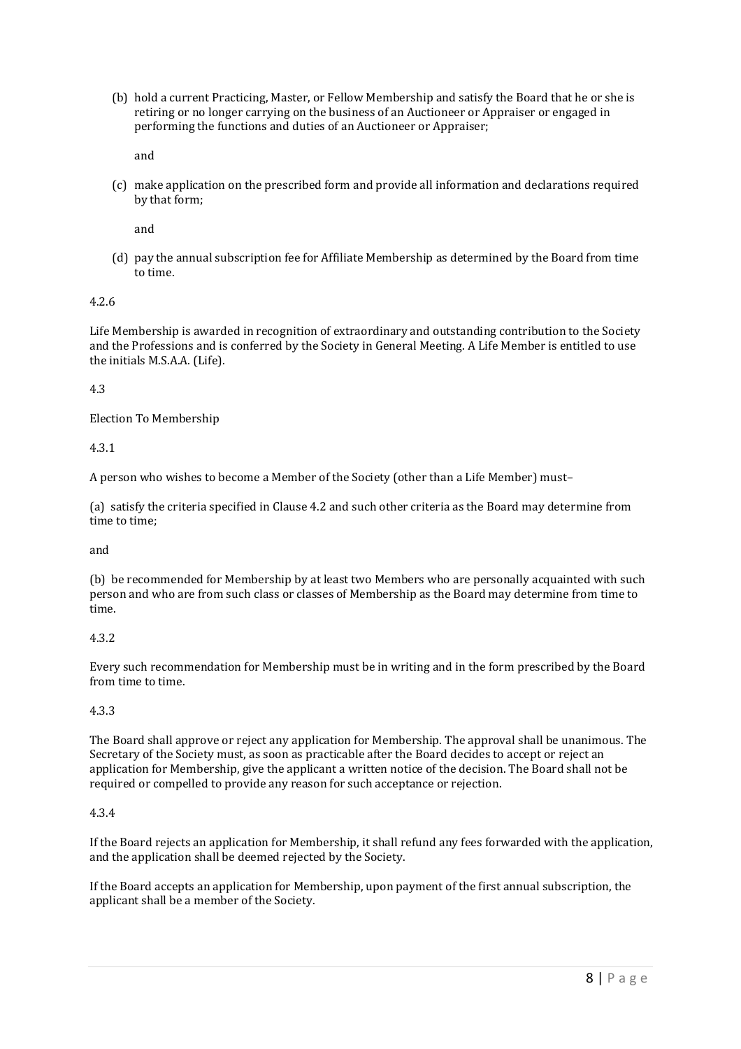(b) hold a current Practicing, Master, or Fellow Membership and satisfy the Board that he or she is retiring or no longer carrying on the business of an Auctioneer or Appraiser or engaged in performing the functions and duties of an Auctioneer or Appraiser;

and

(c) make application on the prescribed form and provide all information and declarations required by that form;

and

(d) pay the annual subscription fee for Affiliate Membership as determined by the Board from time to time.

4.2.6

Life Membership is awarded in recognition of extraordinary and outstanding contribution to the Society and the Professions and is conferred by the Society in General Meeting. A Life Member is entitled to use the initials M.S.A.A. (Life).

4.3

Election To Membership

4.3.1

A person who wishes to become a Member of the Society (other than a Life Member) must–

(a) satisfy the criteria specified in Clause 4.2 and such other criteria as the Board may determine from time to time;

and

(b) be recommended for Membership by at least two Members who are personally acquainted with such person and who are from such class or classes of Membership as the Board may determine from time to time.

4.3.2

Every such recommendation for Membership must be in writing and in the form prescribed by the Board from time to time.

4.3.3

The Board shall approve or reject any application for Membership. The approval shall be unanimous. The Secretary of the Society must, as soon as practicable after the Board decides to accept or reject an application for Membership, give the applicant a written notice of the decision. The Board shall not be required or compelled to provide any reason for such acceptance or rejection.

4.3.4

If the Board rejects an application for Membership, it shall refund any fees forwarded with the application, and the application shall be deemed rejected by the Society.

If the Board accepts an application for Membership, upon payment of the first annual subscription, the applicant shall be a member of the Society.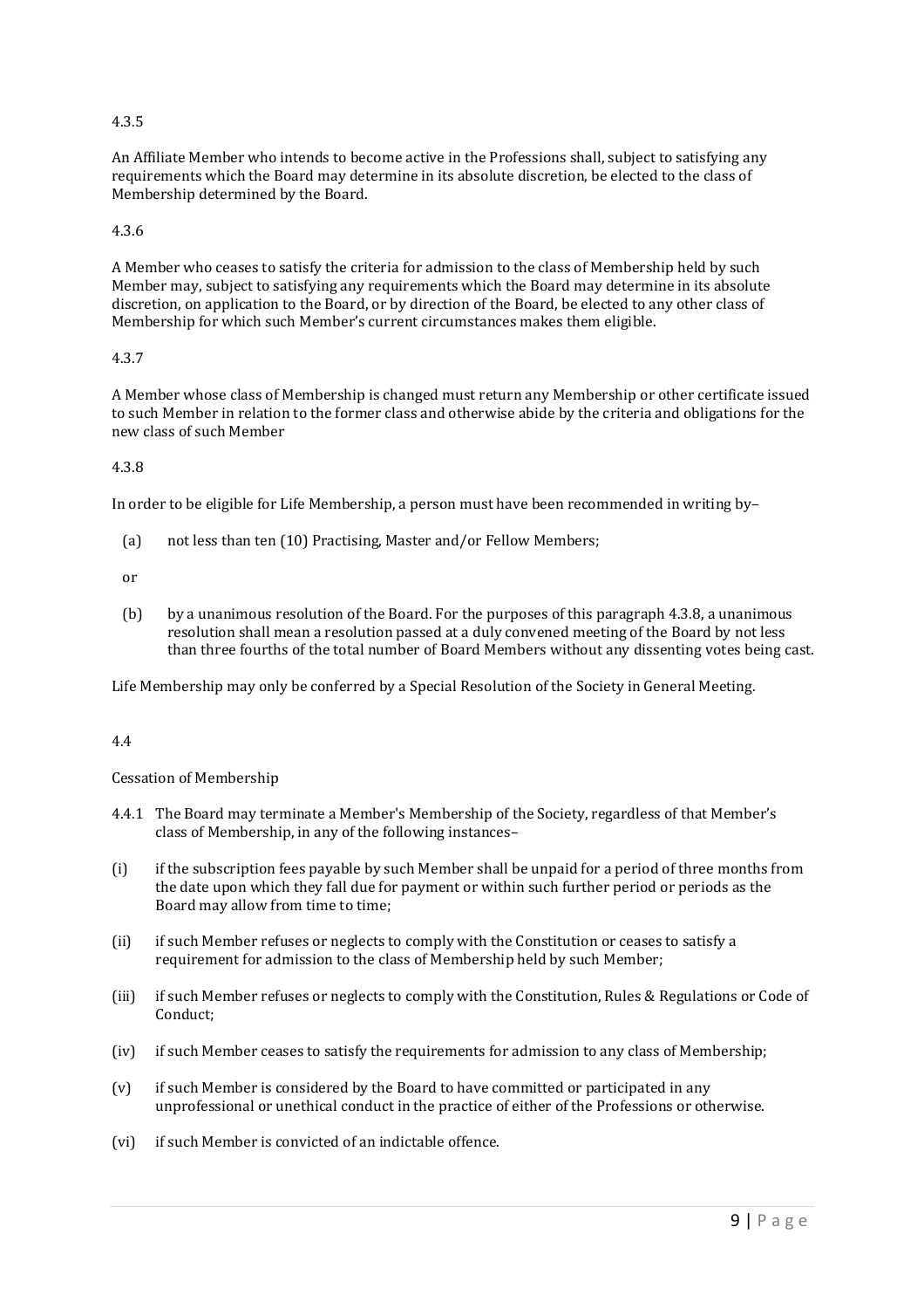4.3.5

An Affiliate Member who intends to become active in the Professions shall, subject to satisfying any requirements which the Board may determine in its absolute discretion, be elected to the class of Membership determined by the Board.

4.3.6

A Member who ceases to satisfy the criteria for admission to the class of Membership held by such Member may, subject to satisfying any requirements which the Board may determine in its absolute discretion, on application to the Board, or by direction of the Board, be elected to any other class of Membership for which such Member's current circumstances makes them eligible.

4.3.7

A Member whose class of Membership is changed must return any Membership or other certificate issued to such Member in relation to the former class and otherwise abide by the criteria and obligations for the new class of such Member

4.3.8

In order to be eligible for Life Membership, a person must have been recommended in writing by–

(a) not less than ten (10) Practising, Master and/or Fellow Members;

or

(b) by a unanimous resolution of the Board. For the purposes of this paragraph 4.3.8, a unanimous resolution shall mean a resolution passed at a duly convened meeting of the Board by not less than three fourths of the total number of Board Members without any dissenting votes being cast.

Life Membership may only be conferred by a Special Resolution of the Society in General Meeting.

4.4

Cessation of Membership

4.4.1 The Board may terminate a Member's Membership of the Society, regardless of that Member's class of Membership, in any of the following instances–

(i) if the subscription fees payable by such Member shall be unpaid for a period of three months from the date upon which they fall due for payment or within such further period or periods as the Board may allow from time to time;

(ii) if such Member refuses or neglects to comply with the Constitution or ceases to satisfy a requirement for admission to the class of Membership held by such Member;

(iii) if such Member refuses or neglects to comply with the Constitution, Rules & Regulations or Code of Conduct;

(iv) if such Member ceases to satisfy the requirements for admission to any class of Membership;

(v) if such Member is considered by the Board to have committed or participated in any unprofessional or unethical conduct in the practice of either of the Professions or otherwise.

(vi) if such Member is convicted of an indictable offence.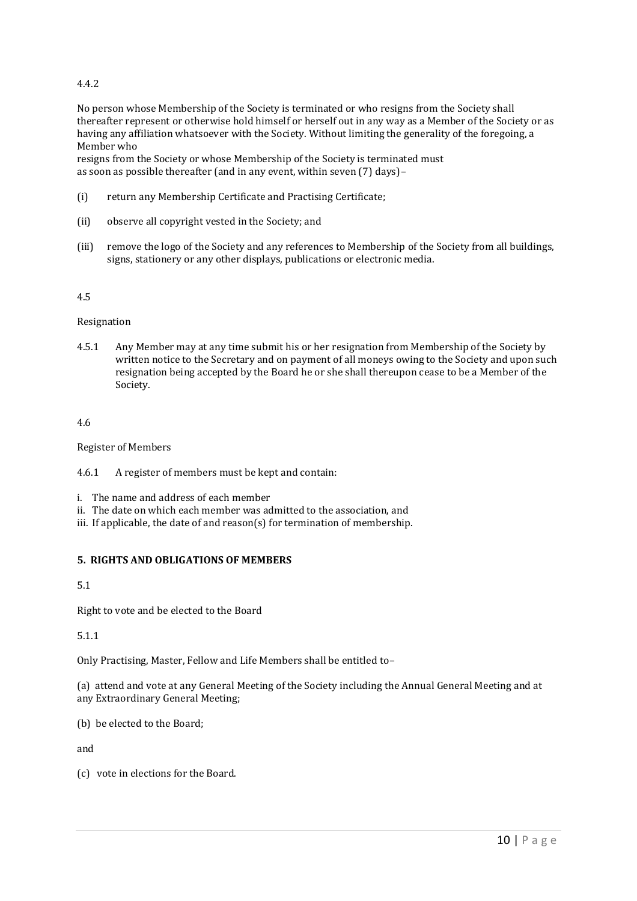4.4.2

No person whose Membership of the Society is terminated or who resigns from the Society shall thereafter represent or otherwise hold himself or herself out in any way as a Member of the Society or as having any affiliation whatsoever with the Society. Without limiting the generality of the foregoing, a Member who resigns from the Society or whose Membership of the Society is terminated must as soon as possible thereafter (and in any event, within seven (7) days)–

(i) return any Membership Certificate and Practising Certificate;

(ii) observe all copyright vested in the Society; and

(iii) remove the logo of the Society and any references to Membership of the Society from all buildings, signs, stationery or any other displays, publications or electronic media.

4.5

Resignation

4.5.1 Any Member may at any time submit his or her resignation from Membership of the Society by written notice to the Secretary and on payment of all moneys owing to the Society and upon such resignation being accepted by the Board he or she shall thereupon cease to be a Member of the Society.

4.6

Register of Members

4.6.1 A register of members must be kept and contain:

i. The name and address of each member
ii. The date on which each member was admitted to the association, and
iii. If applicable, the date of and reason(s) for termination of membership.

## 5. RIGHTS AND OBLIGATIONS OF MEMBERS

5.1

Right to vote and be elected to the Board

5.1.1

Only Practising, Master, Fellow and Life Members shall be entitled to–

(a) attend and vote at any General Meeting of the Society including the Annual General Meeting and at any Extraordinary General Meeting;

(b) be elected to the Board;

and

(c) vote in elections for the Board.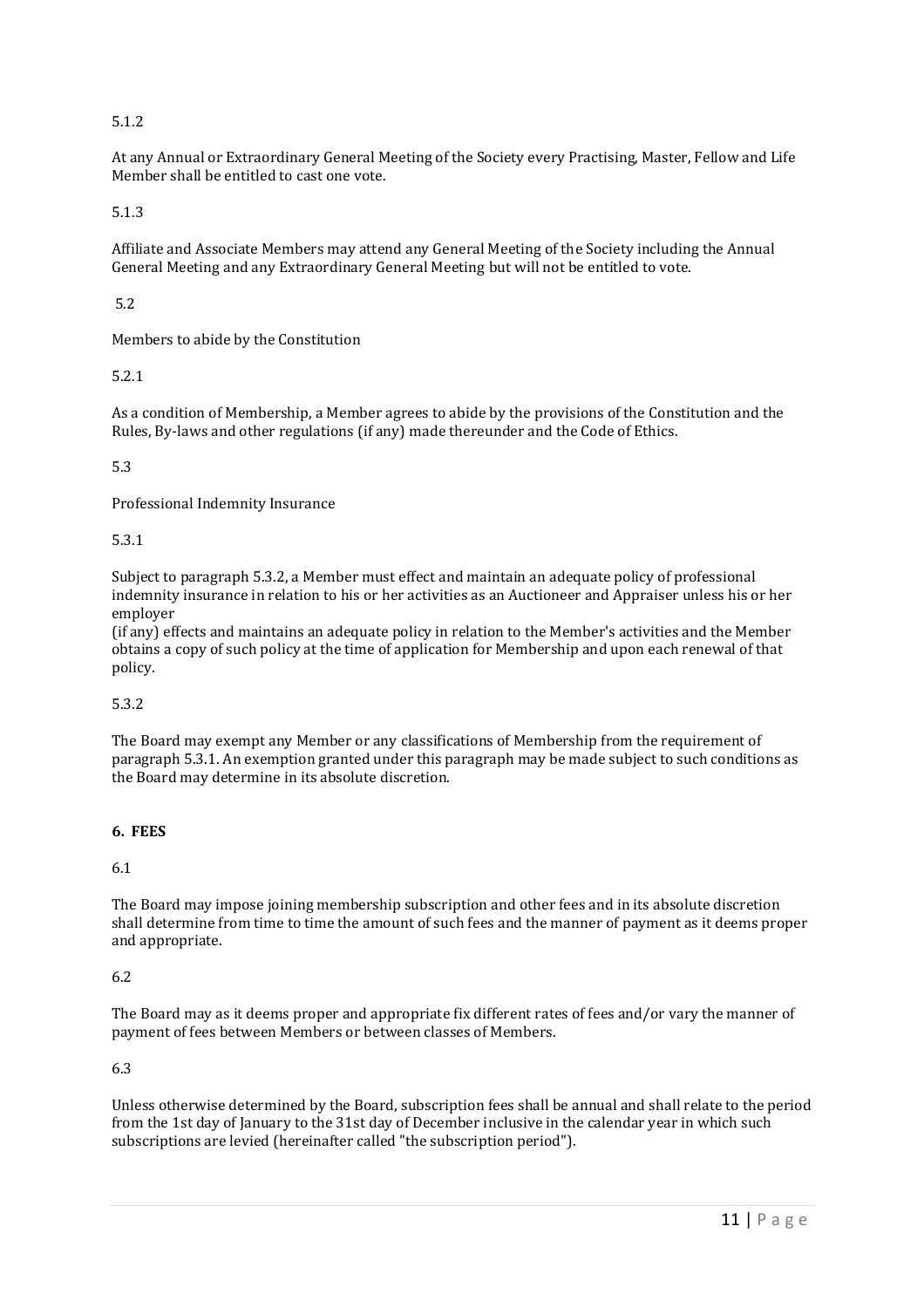5.1.2

At any Annual or Extraordinary General Meeting of the Society every Practising, Master, Fellow and Life Member shall be entitled to cast one vote.

5.1.3

Affiliate and Associate Members may attend any General Meeting of the Society including the Annual General Meeting and any Extraordinary General Meeting but will not be entitled to vote.

5.2

Members to abide by the Constitution

5.2.1

As a condition of Membership, a Member agrees to abide by the provisions of the Constitution and the Rules, By-laws and other regulations (if any) made thereunder and the Code of Ethics.

5.3

Professional Indemnity Insurance

5.3.1

Subject to paragraph 5.3.2, a Member must effect and maintain an adequate policy of professional indemnity insurance in relation to his or her activities as an Auctioneer and Appraiser unless his or her employer
(if any) effects and maintains an adequate policy in relation to the Member's activities and the Member obtains a copy of such policy at the time of application for Membership and upon each renewal of that policy.

5.3.2

The Board may exempt any Member or any classifications of Membership from the requirement of paragraph 5.3.1. An exemption granted under this paragraph may be made subject to such conditions as the Board may determine in its absolute discretion.

## 6. FEES

6.1

The Board may impose joining membership subscription and other fees and in its absolute discretion shall determine from time to time the amount of such fees and the manner of payment as it deems proper and appropriate.

6.2

The Board may as it deems proper and appropriate fix different rates of fees and/or vary the manner of payment of fees between Members or between classes of Members.

6.3

Unless otherwise determined by the Board, subscription fees shall be annual and shall relate to the period from the 1st day of January to the 31st day of December inclusive in the calendar year in which such subscriptions are levied (hereinafter called "the subscription period").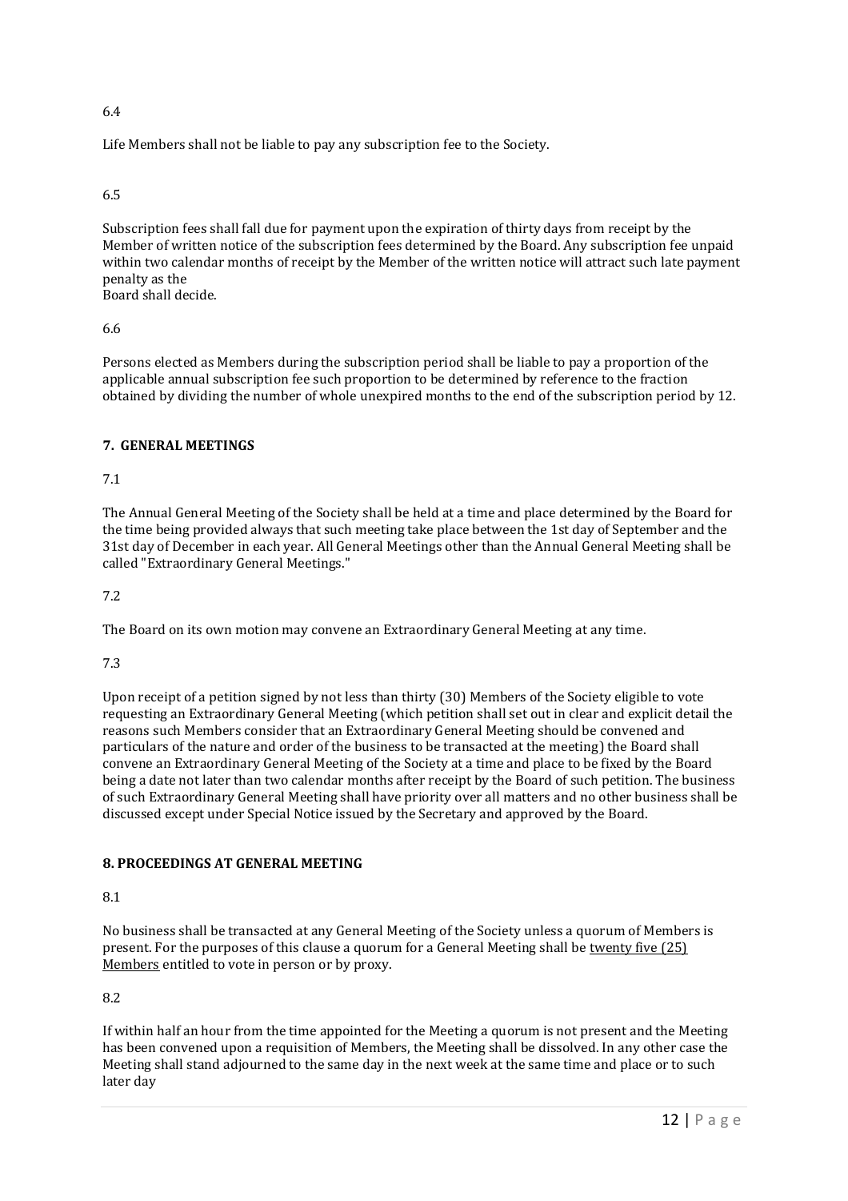6.4

Life Members shall not be liable to pay any subscription fee to the Society.

6.5

Subscription fees shall fall due for payment upon the expiration of thirty days from receipt by the Member of written notice of the subscription fees determined by the Board. Any subscription fee unpaid within two calendar months of receipt by the Member of the written notice will attract such late payment penalty as the
Board shall decide.

6.6

Persons elected as Members during the subscription period shall be liable to pay a proportion of the applicable annual subscription fee such proportion to be determined by reference to the fraction obtained by dividing the number of whole unexpired months to the end of the subscription period by 12.

## 7. GENERAL MEETINGS

7.1

The Annual General Meeting of the Society shall be held at a time and place determined by the Board for the time being provided always that such meeting take place between the 1st day of September and the 31st day of December in each year. All General Meetings other than the Annual General Meeting shall be called "Extraordinary General Meetings."

7.2

The Board on its own motion may convene an Extraordinary General Meeting at any time.

7.3

Upon receipt of a petition signed by not less than thirty (30) Members of the Society eligible to vote requesting an Extraordinary General Meeting (which petition shall set out in clear and explicit detail the reasons such Members consider that an Extraordinary General Meeting should be convened and particulars of the nature and order of the business to be transacted at the meeting) the Board shall convene an Extraordinary General Meeting of the Society at a time and place to be fixed by the Board being a date not later than two calendar months after receipt by the Board of such petition. The business of such Extraordinary General Meeting shall have priority over all matters and no other business shall be discussed except under Special Notice issued by the Secretary and approved by the Board.

## 8. PROCEEDINGS AT GENERAL MEETING

8.1

No business shall be transacted at any General Meeting of the Society unless a quorum of Members is present. For the purposes of this clause a quorum for a General Meeting shall be <u>twenty five (25) Members</u> entitled to vote in person or by proxy.

8.2

If within half an hour from the time appointed for the Meeting a quorum is not present and the Meeting has been convened upon a requisition of Members, the Meeting shall be dissolved. In any other case the Meeting shall stand adjourned to the same day in the next week at the same time and place or to such later day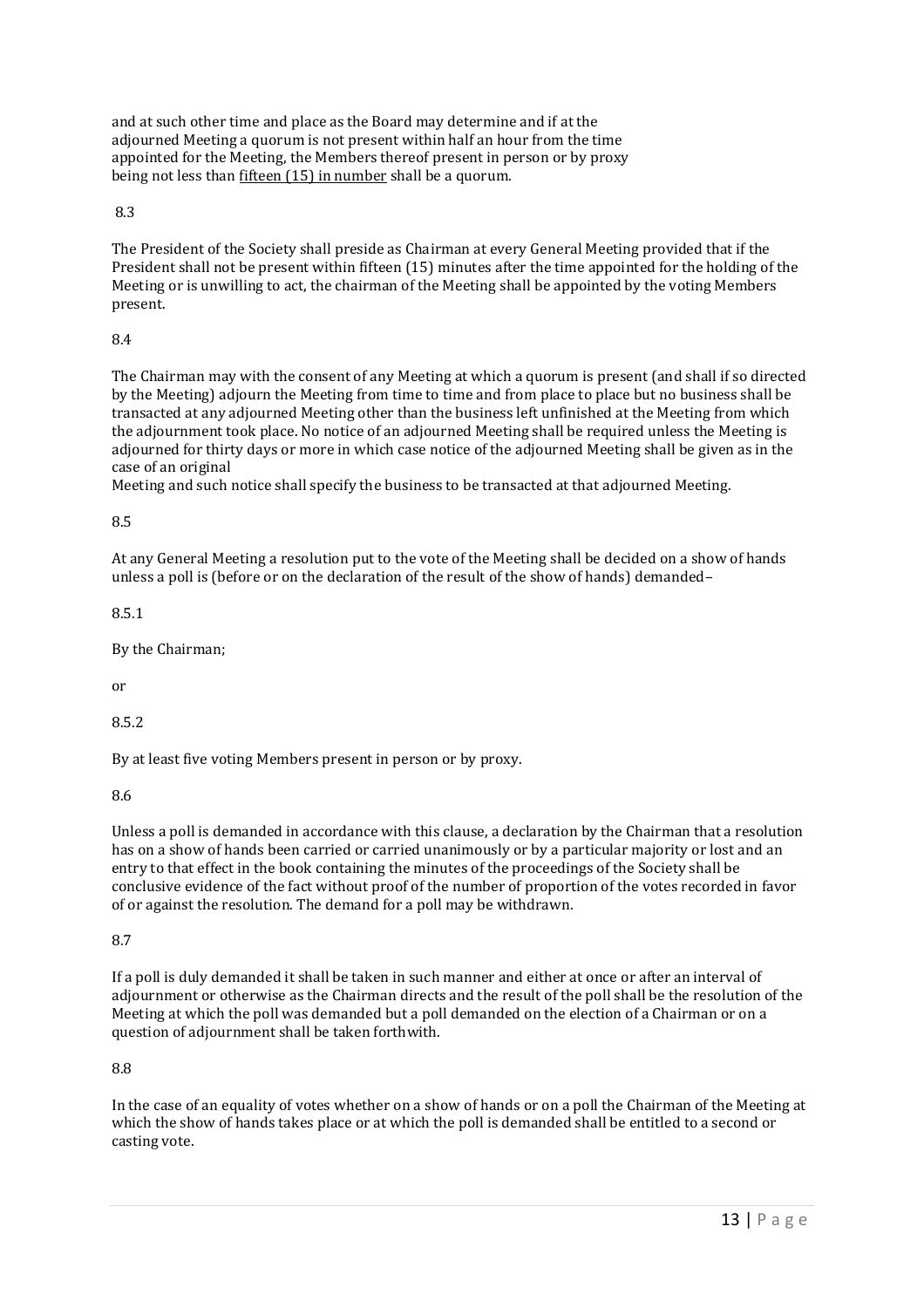and at such other time and place as the Board may determine and if at the adjourned Meeting a quorum is not present within half an hour from the time appointed for the Meeting, the Members thereof present in person or by proxy being not less than <u>fifteen (15) in number</u> shall be a quorum.

8.3

The President of the Society shall preside as Chairman at every General Meeting provided that if the President shall not be present within fifteen (15) minutes after the time appointed for the holding of the Meeting or is unwilling to act, the chairman of the Meeting shall be appointed by the voting Members present.

8.4

The Chairman may with the consent of any Meeting at which a quorum is present (and shall if so directed by the Meeting) adjourn the Meeting from time to time and from place to place but no business shall be transacted at any adjourned Meeting other than the business left unfinished at the Meeting from which the adjournment took place. No notice of an adjourned Meeting shall be required unless the Meeting is adjourned for thirty days or more in which case notice of the adjourned Meeting shall be given as in the case of an original
Meeting and such notice shall specify the business to be transacted at that adjourned Meeting.

8.5

At any General Meeting a resolution put to the vote of the Meeting shall be decided on a show of hands unless a poll is (before or on the declaration of the result of the show of hands) demanded–

8.5.1

By the Chairman;

or

8.5.2

By at least five voting Members present in person or by proxy.

8.6

Unless a poll is demanded in accordance with this clause, a declaration by the Chairman that a resolution has on a show of hands been carried or carried unanimously or by a particular majority or lost and an entry to that effect in the book containing the minutes of the proceedings of the Society shall be conclusive evidence of the fact without proof of the number of proportion of the votes recorded in favor of or against the resolution. The demand for a poll may be withdrawn.

8.7

If a poll is duly demanded it shall be taken in such manner and either at once or after an interval of adjournment or otherwise as the Chairman directs and the result of the poll shall be the resolution of the Meeting at which the poll was demanded but a poll demanded on the election of a Chairman or on a question of adjournment shall be taken forthwith.

8.8

In the case of an equality of votes whether on a show of hands or on a poll the Chairman of the Meeting at which the show of hands takes place or at which the poll is demanded shall be entitled to a second or casting vote.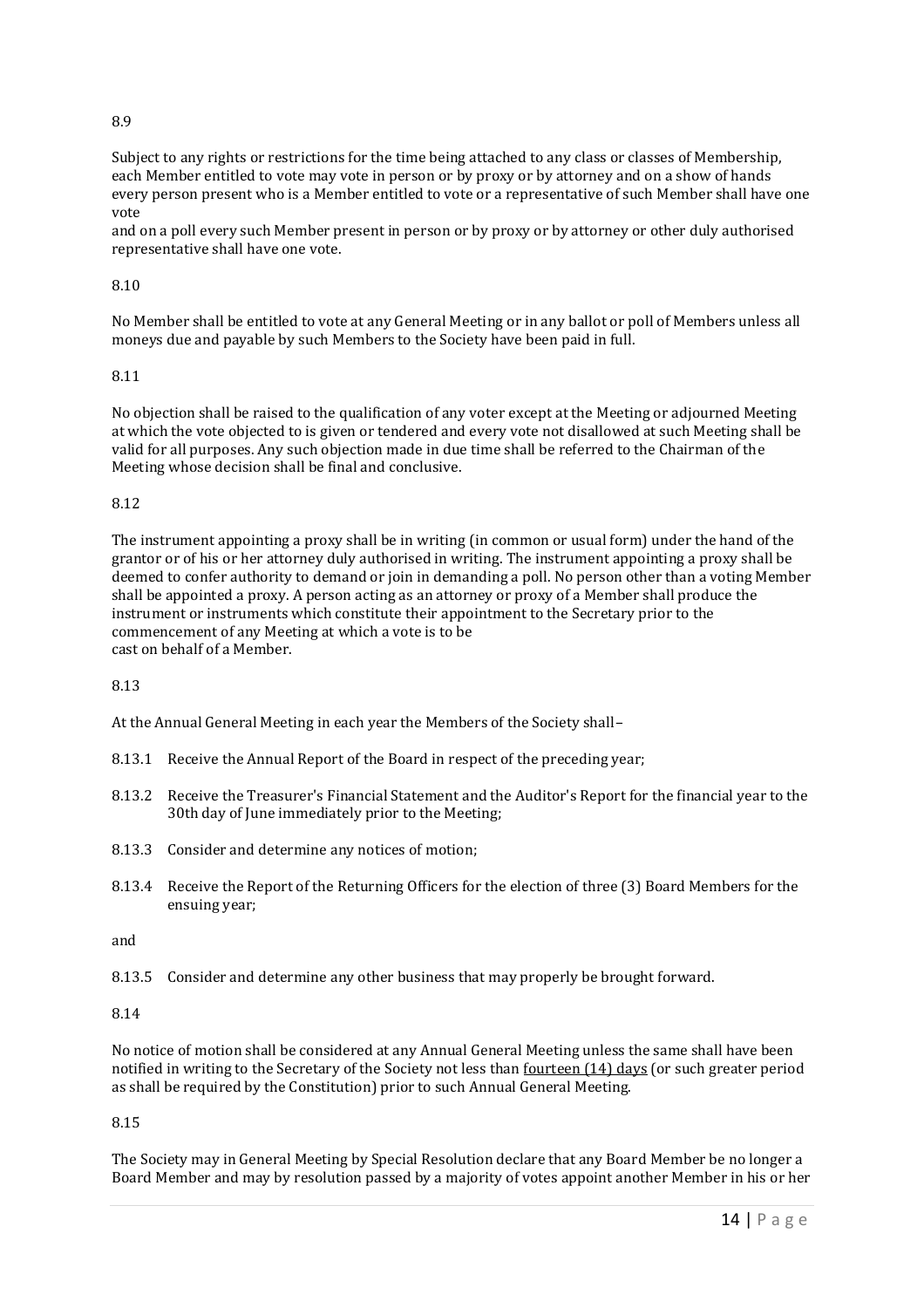8.9

Subject to any rights or restrictions for the time being attached to any class or classes of Membership, each Member entitled to vote may vote in person or by proxy or by attorney and on a show of hands every person present who is a Member entitled to vote or a representative of such Member shall have one vote
and on a poll every such Member present in person or by proxy or by attorney or other duly authorised representative shall have one vote.

8.10

No Member shall be entitled to vote at any General Meeting or in any ballot or poll of Members unless all moneys due and payable by such Members to the Society have been paid in full.

8.11

No objection shall be raised to the qualification of any voter except at the Meeting or adjourned Meeting at which the vote objected to is given or tendered and every vote not disallowed at such Meeting shall be valid for all purposes. Any such objection made in due time shall be referred to the Chairman of the Meeting whose decision shall be final and conclusive.

8.12

The instrument appointing a proxy shall be in writing (in common or usual form) under the hand of the grantor or of his or her attorney duly authorised in writing. The instrument appointing a proxy shall be deemed to confer authority to demand or join in demanding a poll. No person other than a voting Member shall be appointed a proxy. A person acting as an attorney or proxy of a Member shall produce the instrument or instruments which constitute their appointment to the Secretary prior to the commencement of any Meeting at which a vote is to be
cast on behalf of a Member.

8.13

At the Annual General Meeting in each year the Members of the Society shall–

8.13.1 Receive the Annual Report of the Board in respect of the preceding year;

8.13.2 Receive the Treasurer's Financial Statement and the Auditor's Report for the financial year to the 30th day of June immediately prior to the Meeting;

8.13.3 Consider and determine any notices of motion;

8.13.4 Receive the Report of the Returning Officers for the election of three (3) Board Members for the ensuing year;

and

8.13.5 Consider and determine any other business that may properly be brought forward.

8.14

No notice of motion shall be considered at any Annual General Meeting unless the same shall have been notified in writing to the Secretary of the Society not less than <u>fourteen (14) days</u> (or such greater period as shall be required by the Constitution) prior to such Annual General Meeting.

8.15

The Society may in General Meeting by Special Resolution declare that any Board Member be no longer a Board Member and may by resolution passed by a majority of votes appoint another Member in his or her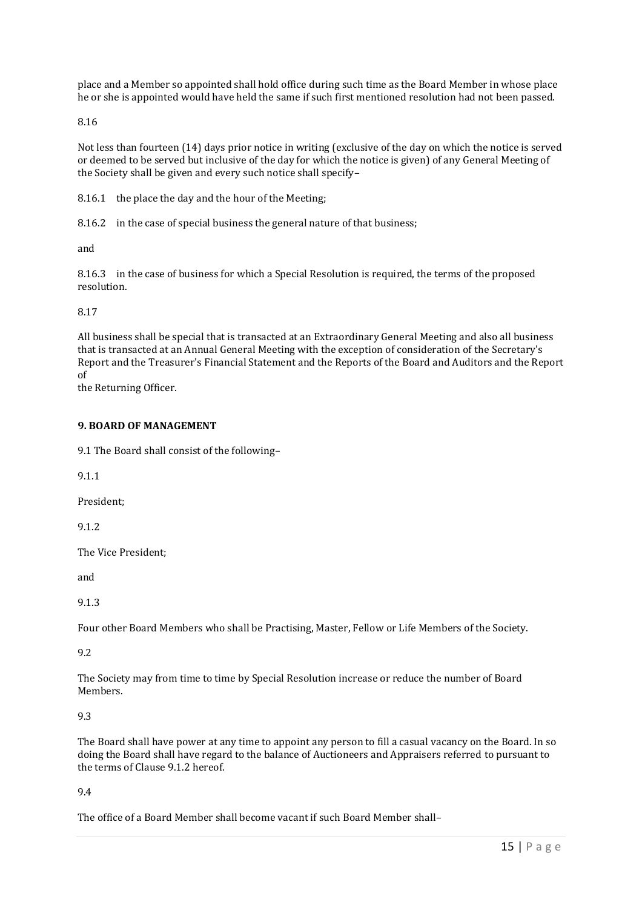place and a Member so appointed shall hold office during such time as the Board Member in whose place he or she is appointed would have held the same if such first mentioned resolution had not been passed.

8.16

Not less than fourteen (14) days prior notice in writing (exclusive of the day on which the notice is served or deemed to be served but inclusive of the day for which the notice is given) of any General Meeting of the Society shall be given and every such notice shall specify–

8.16.1 the place the day and the hour of the Meeting;

8.16.2 in the case of special business the general nature of that business;

and

8.16.3 in the case of business for which a Special Resolution is required, the terms of the proposed resolution.

8.17

All business shall be special that is transacted at an Extraordinary General Meeting and also all business that is transacted at an Annual General Meeting with the exception of consideration of the Secretary's Report and the Treasurer's Financial Statement and the Reports of the Board and Auditors and the Report of
the Returning Officer.

**9. BOARD OF MANAGEMENT**

9.1 The Board shall consist of the following–

9.1.1

President;

9.1.2

The Vice President;

and

9.1.3

Four other Board Members who shall be Practising, Master, Fellow or Life Members of the Society.

9.2

The Society may from time to time by Special Resolution increase or reduce the number of Board Members.

9.3

The Board shall have power at any time to appoint any person to fill a casual vacancy on the Board. In so doing the Board shall have regard to the balance of Auctioneers and Appraisers referred to pursuant to the terms of Clause 9.1.2 hereof.

9.4

The office of a Board Member shall become vacant if such Board Member shall–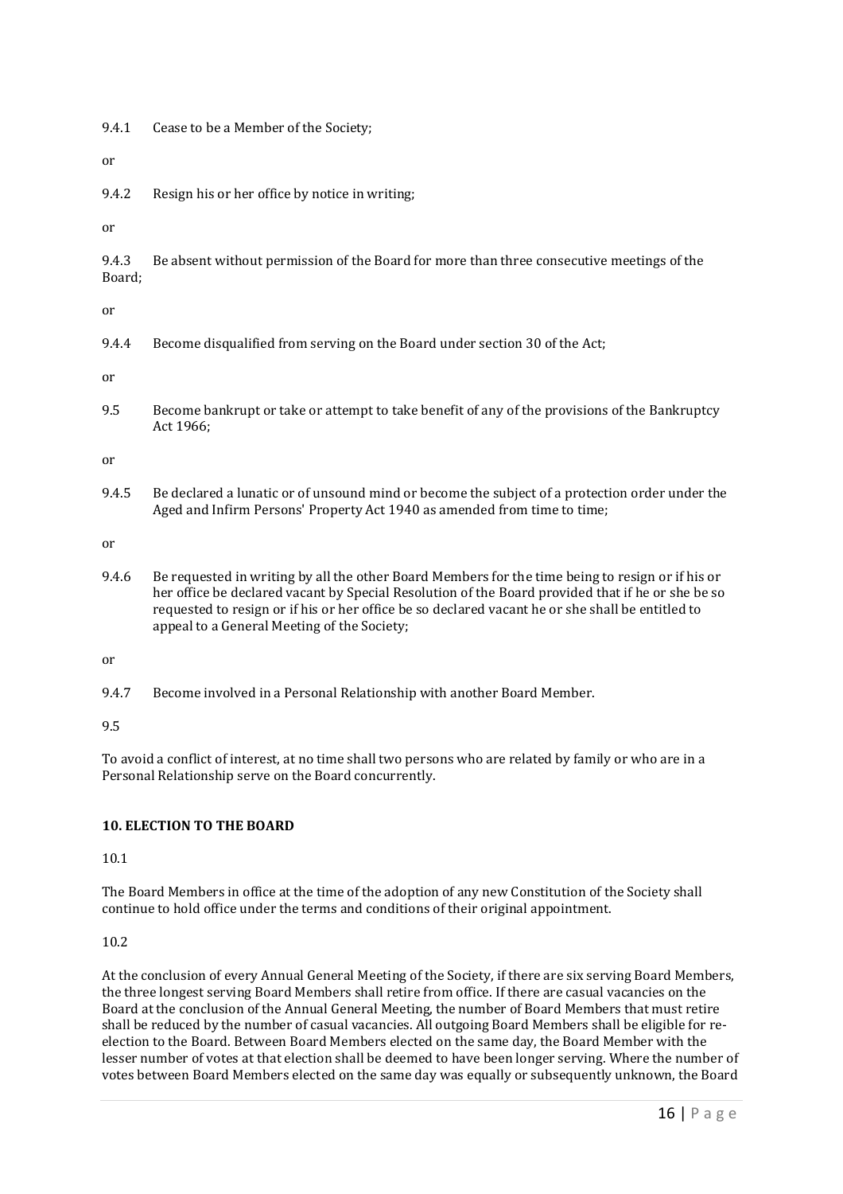9.4.1 Cease to be a Member of the Society;

or

9.4.2 Resign his or her office by notice in writing;

or

9.4.3 Be absent without permission of the Board for more than three consecutive meetings of the Board;

or

9.4.4 Become disqualified from serving on the Board under section 30 of the Act;

or

9.5 Become bankrupt or take or attempt to take benefit of any of the provisions of the Bankruptcy Act 1966;

or

9.4.5 Be declared a lunatic or of unsound mind or become the subject of a protection order under the Aged and Infirm Persons' Property Act 1940 as amended from time to time;

or

9.4.6 Be requested in writing by all the other Board Members for the time being to resign or if his or her office be declared vacant by Special Resolution of the Board provided that if he or she be so requested to resign or if his or her office be so declared vacant he or she shall be entitled to appeal to a General Meeting of the Society;

or

9.4.7 Become involved in a Personal Relationship with another Board Member.

9.5

To avoid a conflict of interest, at no time shall two persons who are related by family or who are in a Personal Relationship serve on the Board concurrently.

**10. ELECTION TO THE BOARD**

10.1

The Board Members in office at the time of the adoption of any new Constitution of the Society shall continue to hold office under the terms and conditions of their original appointment.

10.2

At the conclusion of every Annual General Meeting of the Society, if there are six serving Board Members, the three longest serving Board Members shall retire from office. If there are casual vacancies on the Board at the conclusion of the Annual General Meeting, the number of Board Members that must retire shall be reduced by the number of casual vacancies. All outgoing Board Members shall be eligible for re-election to the Board. Between Board Members elected on the same day, the Board Member with the lesser number of votes at that election shall be deemed to have been longer serving. Where the number of votes between Board Members elected on the same day was equally or subsequently unknown, the Board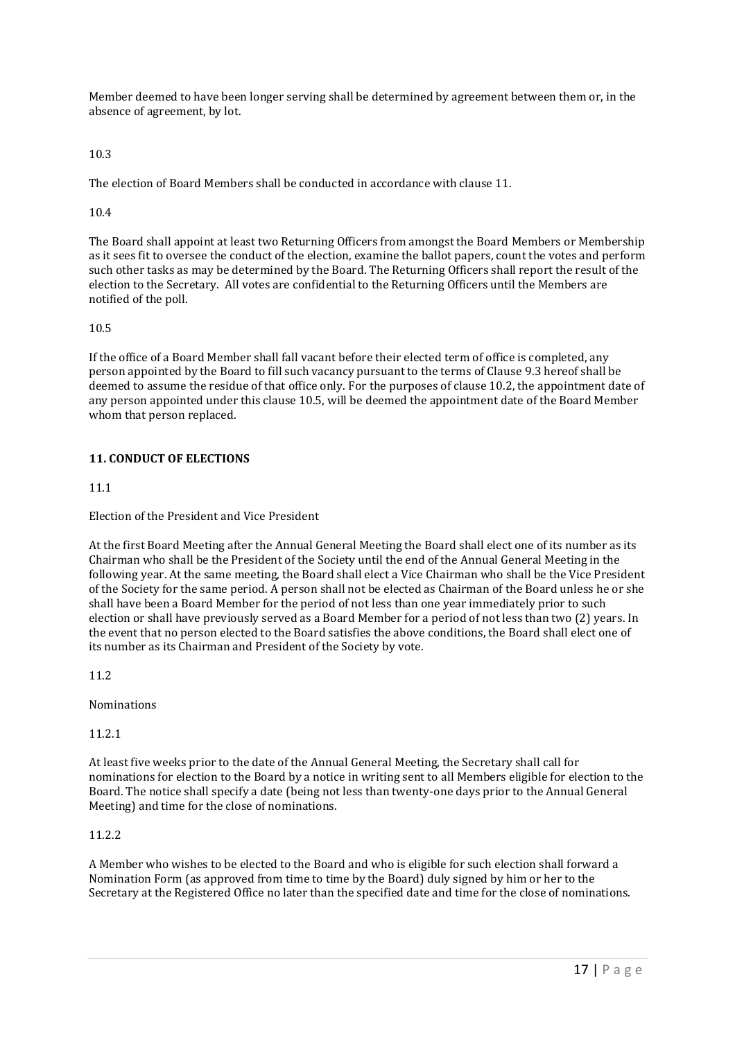Member deemed to have been longer serving shall be determined by agreement between them or, in the absence of agreement, by lot.

10.3

The election of Board Members shall be conducted in accordance with clause 11.

10.4

The Board shall appoint at least two Returning Officers from amongst the Board Members or Membership as it sees fit to oversee the conduct of the election, examine the ballot papers, count the votes and perform such other tasks as may be determined by the Board. The Returning Officers shall report the result of the election to the Secretary. All votes are confidential to the Returning Officers until the Members are notified of the poll.

10.5

If the office of a Board Member shall fall vacant before their elected term of office is completed, any person appointed by the Board to fill such vacancy pursuant to the terms of Clause 9.3 hereof shall be deemed to assume the residue of that office only. For the purposes of clause 10.2, the appointment date of any person appointed under this clause 10.5, will be deemed the appointment date of the Board Member whom that person replaced.

**11. CONDUCT OF ELECTIONS**

11.1

Election of the President and Vice President

At the first Board Meeting after the Annual General Meeting the Board shall elect one of its number as its Chairman who shall be the President of the Society until the end of the Annual General Meeting in the following year. At the same meeting, the Board shall elect a Vice Chairman who shall be the Vice President of the Society for the same period. A person shall not be elected as Chairman of the Board unless he or she shall have been a Board Member for the period of not less than one year immediately prior to such election or shall have previously served as a Board Member for a period of not less than two (2) years. In the event that no person elected to the Board satisfies the above conditions, the Board shall elect one of its number as its Chairman and President of the Society by vote.

11.2

Nominations

11.2.1

At least five weeks prior to the date of the Annual General Meeting, the Secretary shall call for nominations for election to the Board by a notice in writing sent to all Members eligible for election to the Board. The notice shall specify a date (being not less than twenty-one days prior to the Annual General Meeting) and time for the close of nominations.

11.2.2

A Member who wishes to be elected to the Board and who is eligible for such election shall forward a Nomination Form (as approved from time to time by the Board) duly signed by him or her to the Secretary at the Registered Office no later than the specified date and time for the close of nominations.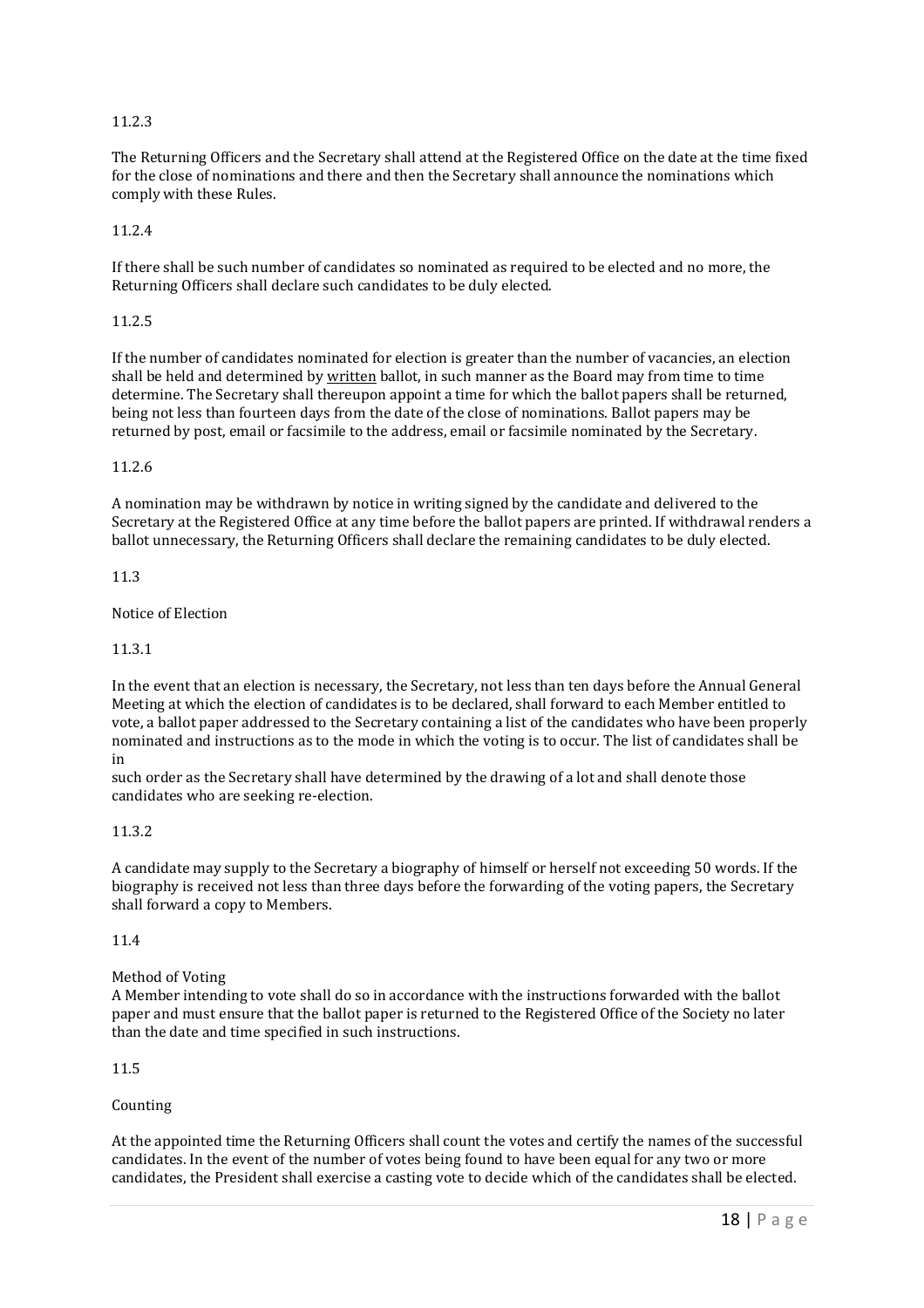11.2.3

The Returning Officers and the Secretary shall attend at the Registered Office on the date at the time fixed for the close of nominations and there and then the Secretary shall announce the nominations which comply with these Rules.

11.2.4

If there shall be such number of candidates so nominated as required to be elected and no more, the Returning Officers shall declare such candidates to be duly elected.

11.2.5

If the number of candidates nominated for election is greater than the number of vacancies, an election shall be held and determined by <u>written</u> ballot, in such manner as the Board may from time to time determine. The Secretary shall thereupon appoint a time for which the ballot papers shall be returned, being not less than fourteen days from the date of the close of nominations. Ballot papers may be returned by post, email or facsimile to the address, email or facsimile nominated by the Secretary.

11.2.6

A nomination may be withdrawn by notice in writing signed by the candidate and delivered to the Secretary at the Registered Office at any time before the ballot papers are printed. If withdrawal renders a ballot unnecessary, the Returning Officers shall declare the remaining candidates to be duly elected.

11.3

Notice of Election

11.3.1

In the event that an election is necessary, the Secretary, not less than ten days before the Annual General Meeting at which the election of candidates is to be declared, shall forward to each Member entitled to vote, a ballot paper addressed to the Secretary containing a list of the candidates who have been properly nominated and instructions as to the mode in which the voting is to occur. The list of candidates shall be in such order as the Secretary shall have determined by the drawing of a lot and shall denote those candidates who are seeking re-election.

11.3.2

A candidate may supply to the Secretary a biography of himself or herself not exceeding 50 words. If the biography is received not less than three days before the forwarding of the voting papers, the Secretary shall forward a copy to Members.

11.4

Method of Voting

A Member intending to vote shall do so in accordance with the instructions forwarded with the ballot paper and must ensure that the ballot paper is returned to the Registered Office of the Society no later than the date and time specified in such instructions.

11.5

Counting

At the appointed time the Returning Officers shall count the votes and certify the names of the successful candidates. In the event of the number of votes being found to have been equal for any two or more candidates, the President shall exercise a casting vote to decide which of the candidates shall be elected.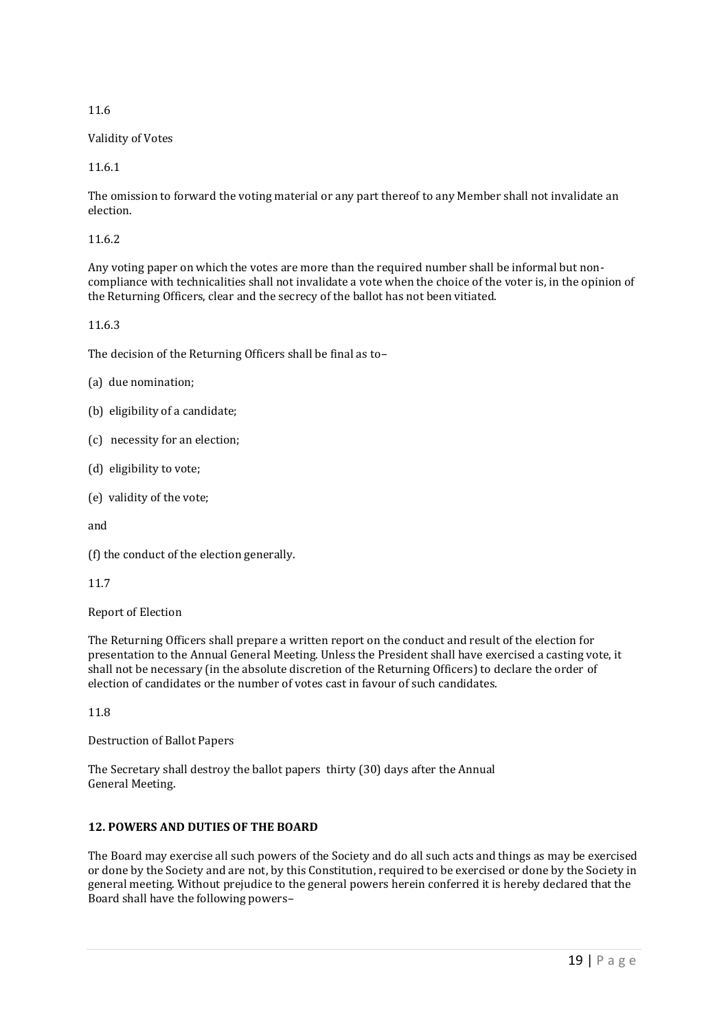11.6

Validity of Votes

11.6.1

The omission to forward the voting material or any part thereof to any Member shall not invalidate an election.

11.6.2

Any voting paper on which the votes are more than the required number shall be informal but non-compliance with technicalities shall not invalidate a vote when the choice of the voter is, in the opinion of the Returning Officers, clear and the secrecy of the ballot has not been vitiated.

11.6.3

The decision of the Returning Officers shall be final as to–

(a) due nomination;

(b) eligibility of a candidate;

(c) necessity for an election;

(d) eligibility to vote;

(e) validity of the vote;

and

(f) the conduct of the election generally.

11.7

Report of Election

The Returning Officers shall prepare a written report on the conduct and result of the election for presentation to the Annual General Meeting. Unless the President shall have exercised a casting vote, it shall not be necessary (in the absolute discretion of the Returning Officers) to declare the order of election of candidates or the number of votes cast in favour of such candidates.

11.8

Destruction of Ballot Papers

The Secretary shall destroy the ballot papers thirty (30) days after the Annual General Meeting.

## 12. POWERS AND DUTIES OF THE BOARD

The Board may exercise all such powers of the Society and do all such acts and things as may be exercised or done by the Society and are not, by this Constitution, required to be exercised or done by the Society in general meeting. Without prejudice to the general powers herein conferred it is hereby declared that the Board shall have the following powers–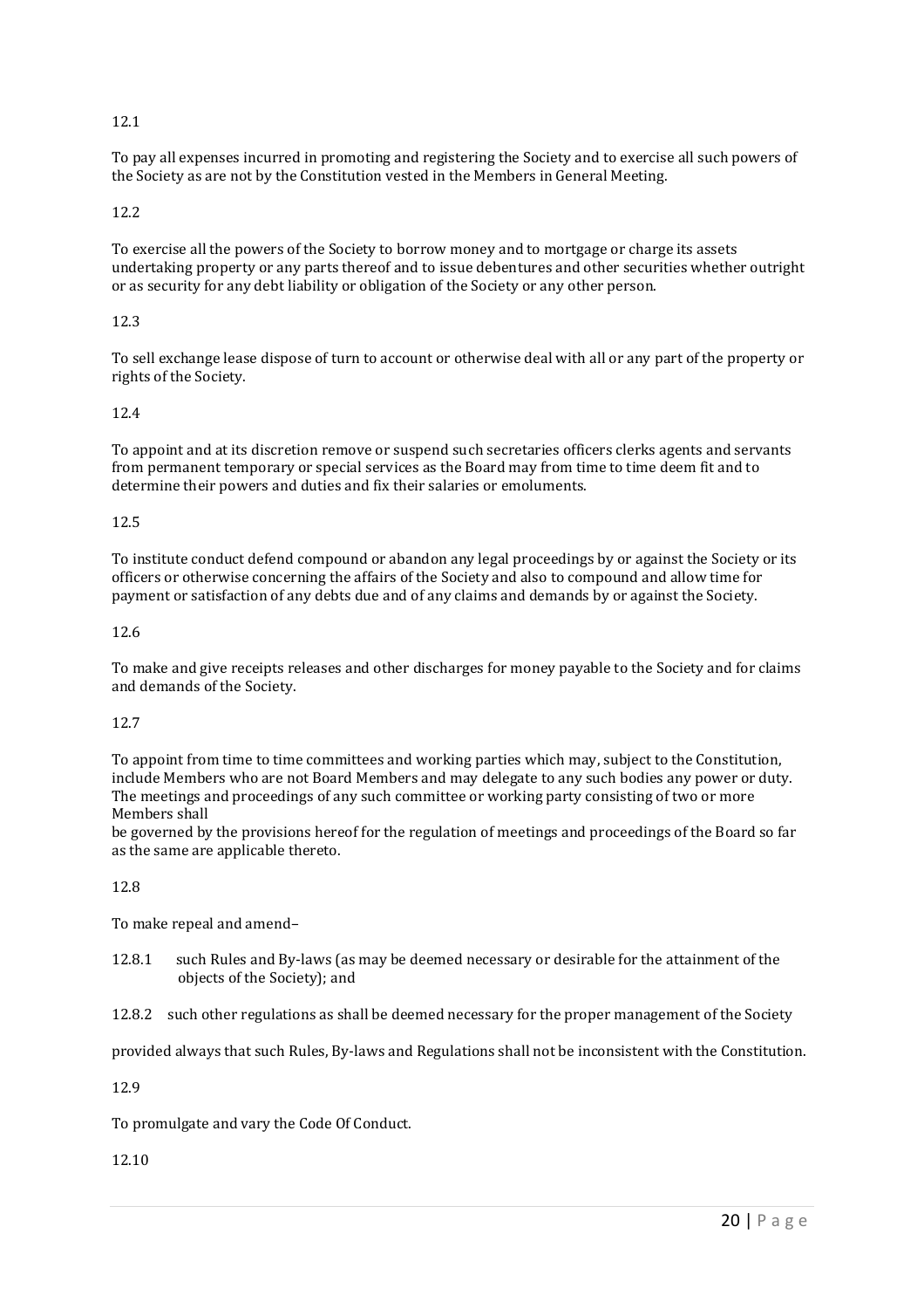12.1

To pay all expenses incurred in promoting and registering the Society and to exercise all such powers of the Society as are not by the Constitution vested in the Members in General Meeting.

12.2

To exercise all the powers of the Society to borrow money and to mortgage or charge its assets undertaking property or any parts thereof and to issue debentures and other securities whether outright or as security for any debt liability or obligation of the Society or any other person.

12.3

To sell exchange lease dispose of turn to account or otherwise deal with all or any part of the property or rights of the Society.

12.4

To appoint and at its discretion remove or suspend such secretaries officers clerks agents and servants from permanent temporary or special services as the Board may from time to time deem fit and to determine their powers and duties and fix their salaries or emoluments.

12.5

To institute conduct defend compound or abandon any legal proceedings by or against the Society or its officers or otherwise concerning the affairs of the Society and also to compound and allow time for payment or satisfaction of any debts due and of any claims and demands by or against the Society.

12.6

To make and give receipts releases and other discharges for money payable to the Society and for claims and demands of the Society.

12.7

To appoint from time to time committees and working parties which may, subject to the Constitution, include Members who are not Board Members and may delegate to any such bodies any power or duty. The meetings and proceedings of any such committee or working party consisting of two or more Members shall be governed by the provisions hereof for the regulation of meetings and proceedings of the Board so far as the same are applicable thereto.

12.8

To make repeal and amend–

12.8.1 such Rules and By-laws (as may be deemed necessary or desirable for the attainment of the objects of the Society); and

12.8.2 such other regulations as shall be deemed necessary for the proper management of the Society

provided always that such Rules, By-laws and Regulations shall not be inconsistent with the Constitution.

12.9

To promulgate and vary the Code Of Conduct.

12.10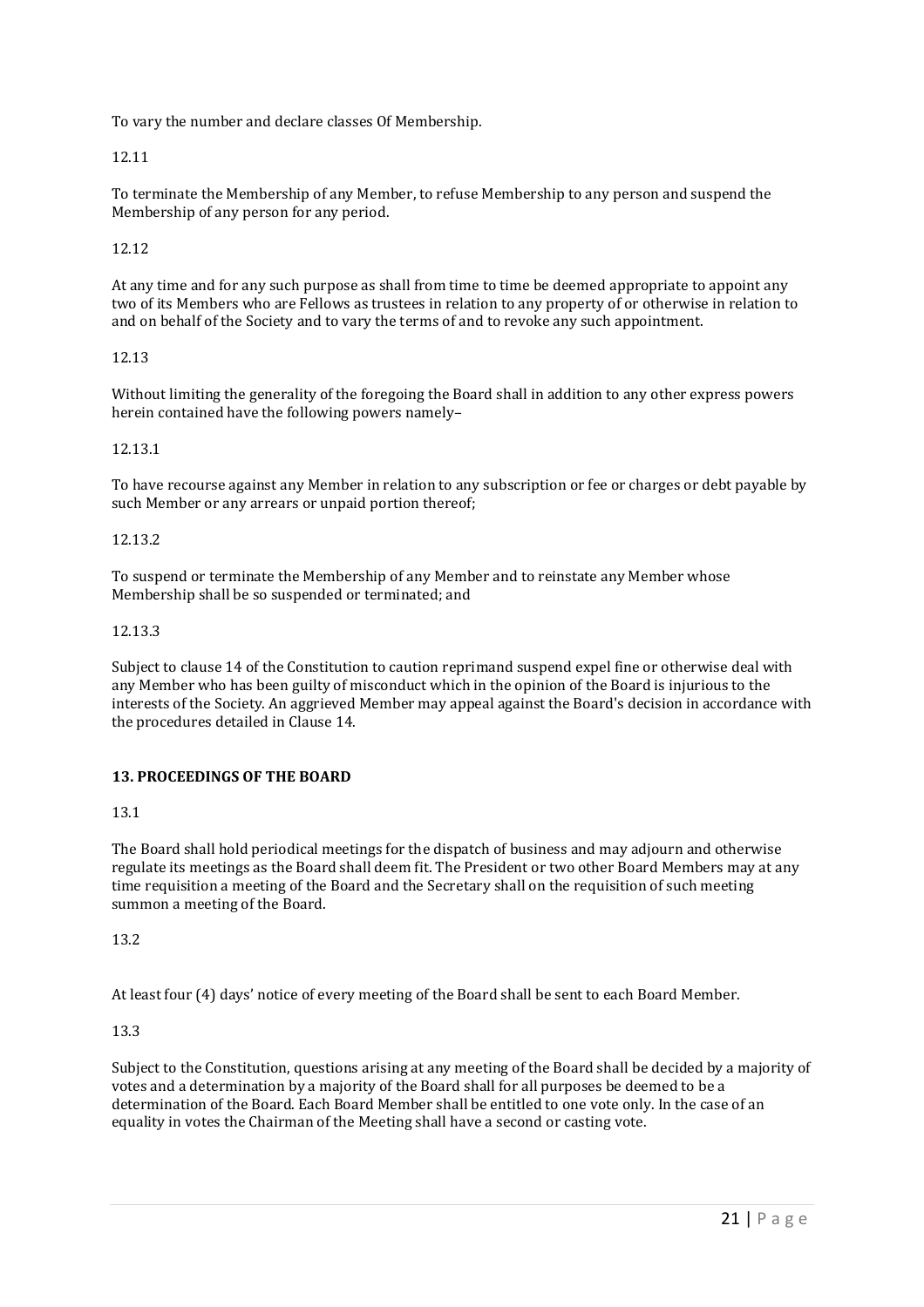To vary the number and declare classes Of Membership.

12.11

To terminate the Membership of any Member, to refuse Membership to any person and suspend the Membership of any person for any period.

12.12

At any time and for any such purpose as shall from time to time be deemed appropriate to appoint any two of its Members who are Fellows as trustees in relation to any property of or otherwise in relation to and on behalf of the Society and to vary the terms of and to revoke any such appointment.

12.13

Without limiting the generality of the foregoing the Board shall in addition to any other express powers herein contained have the following powers namely–

12.13.1

To have recourse against any Member in relation to any subscription or fee or charges or debt payable by such Member or any arrears or unpaid portion thereof;

12.13.2

To suspend or terminate the Membership of any Member and to reinstate any Member whose Membership shall be so suspended or terminated; and

12.13.3

Subject to clause 14 of the Constitution to caution reprimand suspend expel fine or otherwise deal with any Member who has been guilty of misconduct which in the opinion of the Board is injurious to the interests of the Society. An aggrieved Member may appeal against the Board's decision in accordance with the procedures detailed in Clause 14.

## 13. PROCEEDINGS OF THE BOARD

13.1

The Board shall hold periodical meetings for the dispatch of business and may adjourn and otherwise regulate its meetings as the Board shall deem fit. The President or two other Board Members may at any time requisition a meeting of the Board and the Secretary shall on the requisition of such meeting summon a meeting of the Board.

13.2

At least four (4) days' notice of every meeting of the Board shall be sent to each Board Member.

13.3

Subject to the Constitution, questions arising at any meeting of the Board shall be decided by a majority of votes and a determination by a majority of the Board shall for all purposes be deemed to be a determination of the Board. Each Board Member shall be entitled to one vote only. In the case of an equality in votes the Chairman of the Meeting shall have a second or casting vote.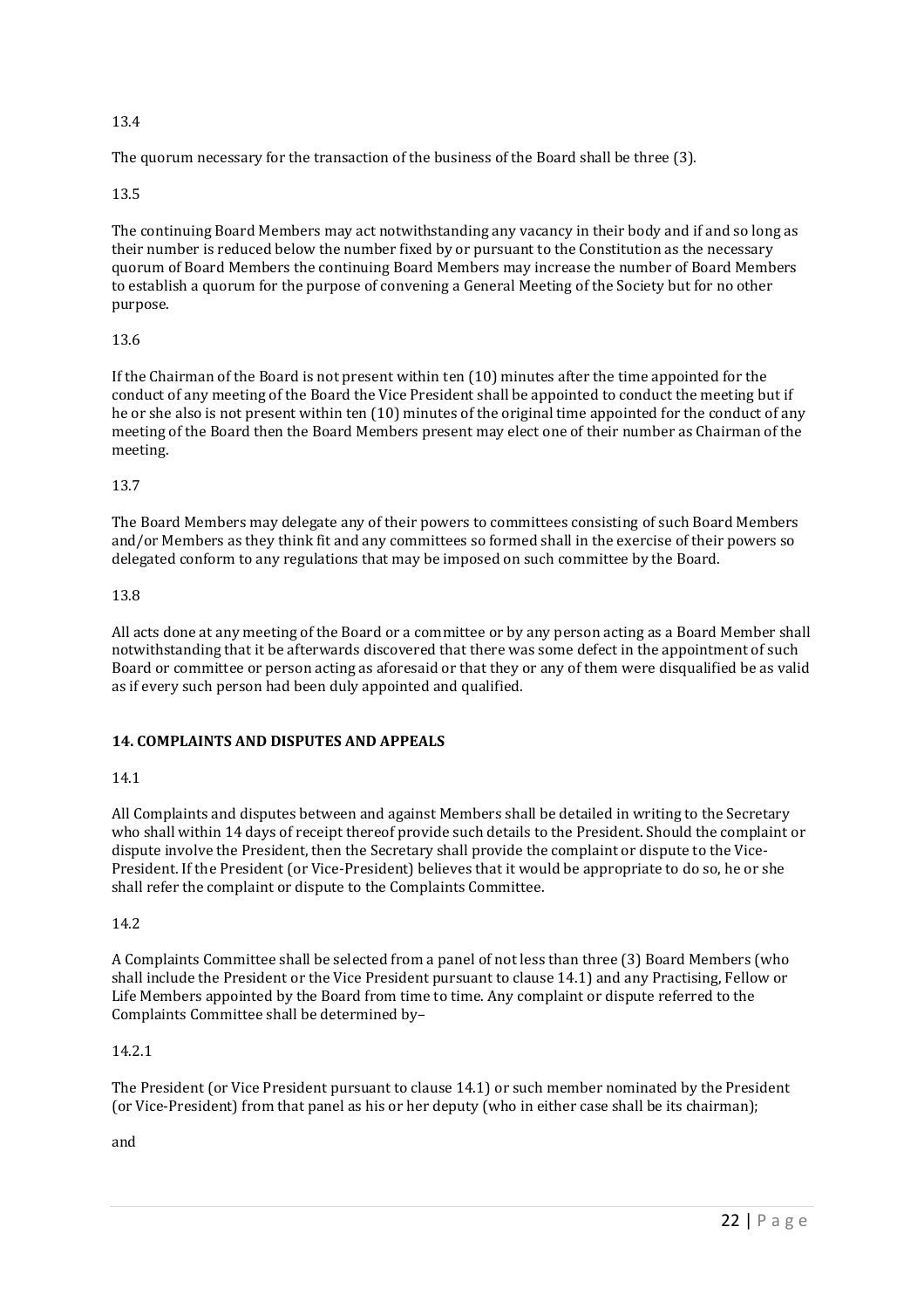13.4

The quorum necessary for the transaction of the business of the Board shall be three (3).

13.5

The continuing Board Members may act notwithstanding any vacancy in their body and if and so long as their number is reduced below the number fixed by or pursuant to the Constitution as the necessary quorum of Board Members the continuing Board Members may increase the number of Board Members to establish a quorum for the purpose of convening a General Meeting of the Society but for no other purpose.

13.6

If the Chairman of the Board is not present within ten (10) minutes after the time appointed for the conduct of any meeting of the Board the Vice President shall be appointed to conduct the meeting but if he or she also is not present within ten (10) minutes of the original time appointed for the conduct of any meeting of the Board then the Board Members present may elect one of their number as Chairman of the meeting.

13.7

The Board Members may delegate any of their powers to committees consisting of such Board Members and/or Members as they think fit and any committees so formed shall in the exercise of their powers so delegated conform to any regulations that may be imposed on such committee by the Board.

13.8

All acts done at any meeting of the Board or a committee or by any person acting as a Board Member shall notwithstanding that it be afterwards discovered that there was some defect in the appointment of such Board or committee or person acting as aforesaid or that they or any of them were disqualified be as valid as if every such person had been duly appointed and qualified.

## 14. COMPLAINTS AND DISPUTES AND APPEALS

14.1

All Complaints and disputes between and against Members shall be detailed in writing to the Secretary who shall within 14 days of receipt thereof provide such details to the President. Should the complaint or dispute involve the President, then the Secretary shall provide the complaint or dispute to the Vice-President. If the President (or Vice-President) believes that it would be appropriate to do so, he or she shall refer the complaint or dispute to the Complaints Committee.

14.2

A Complaints Committee shall be selected from a panel of not less than three (3) Board Members (who shall include the President or the Vice President pursuant to clause 14.1) and any Practising, Fellow or Life Members appointed by the Board from time to time. Any complaint or dispute referred to the Complaints Committee shall be determined by–

14.2.1

The President (or Vice President pursuant to clause 14.1) or such member nominated by the President (or Vice-President) from that panel as his or her deputy (who in either case shall be its chairman);

and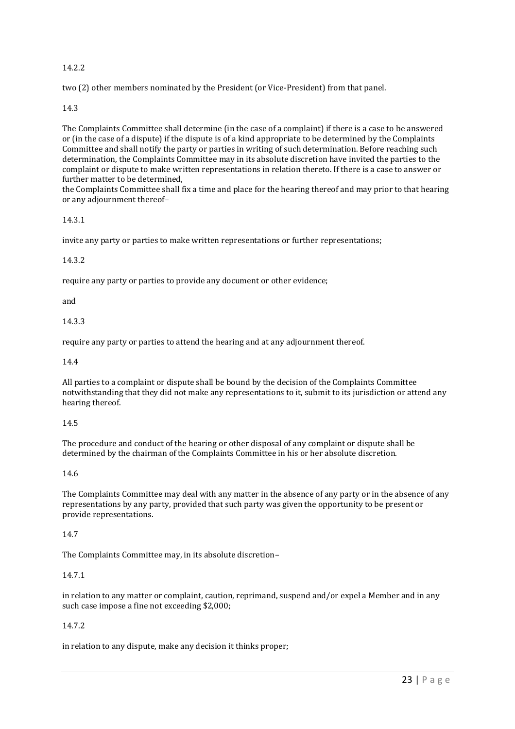14.2.2

two (2) other members nominated by the President (or Vice-President) from that panel.

14.3

The Complaints Committee shall determine (in the case of a complaint) if there is a case to be answered or (in the case of a dispute) if the dispute is of a kind appropriate to be determined by the Complaints Committee and shall notify the party or parties in writing of such determination. Before reaching such determination, the Complaints Committee may in its absolute discretion have invited the parties to the complaint or dispute to make written representations in relation thereto. If there is a case to answer or further matter to be determined,
the Complaints Committee shall fix a time and place for the hearing thereof and may prior to that hearing or any adjournment thereof–

14.3.1

invite any party or parties to make written representations or further representations;

14.3.2

require any party or parties to provide any document or other evidence;

and

14.3.3

require any party or parties to attend the hearing and at any adjournment thereof.

14.4

All parties to a complaint or dispute shall be bound by the decision of the Complaints Committee notwithstanding that they did not make any representations to it, submit to its jurisdiction or attend any hearing thereof.

14.5

The procedure and conduct of the hearing or other disposal of any complaint or dispute shall be determined by the chairman of the Complaints Committee in his or her absolute discretion.

14.6

The Complaints Committee may deal with any matter in the absence of any party or in the absence of any representations by any party, provided that such party was given the opportunity to be present or provide representations.

14.7

The Complaints Committee may, in its absolute discretion–

14.7.1

in relation to any matter or complaint, caution, reprimand, suspend and/or expel a Member and in any such case impose a fine not exceeding $2,000;

14.7.2

in relation to any dispute, make any decision it thinks proper;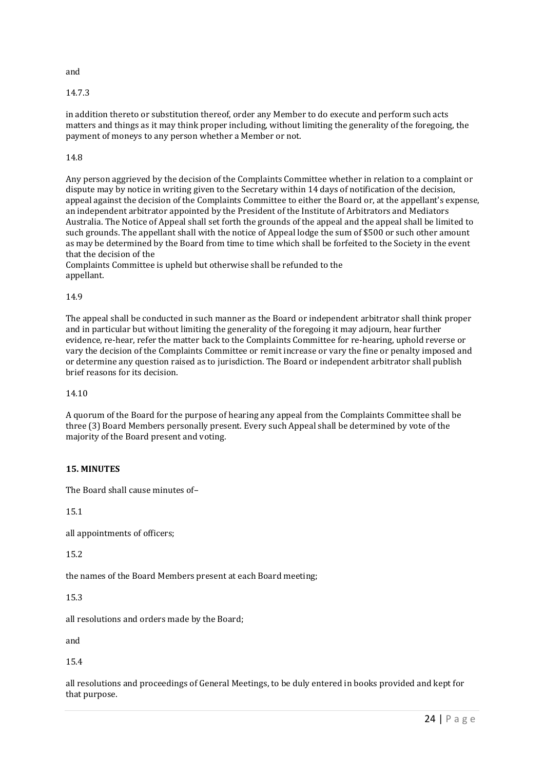and

14.7.3

in addition thereto or substitution thereof, order any Member to do execute and perform such acts matters and things as it may think proper including, without limiting the generality of the foregoing, the payment of moneys to any person whether a Member or not.

14.8

Any person aggrieved by the decision of the Complaints Committee whether in relation to a complaint or dispute may by notice in writing given to the Secretary within 14 days of notification of the decision, appeal against the decision of the Complaints Committee to either the Board or, at the appellant's expense, an independent arbitrator appointed by the President of the Institute of Arbitrators and Mediators Australia. The Notice of Appeal shall set forth the grounds of the appeal and the appeal shall be limited to such grounds. The appellant shall with the notice of Appeal lodge the sum of $500 or such other amount as may be determined by the Board from time to time which shall be forfeited to the Society in the event that the decision of the
Complaints Committee is upheld but otherwise shall be refunded to the appellant.

14.9

The appeal shall be conducted in such manner as the Board or independent arbitrator shall think proper and in particular but without limiting the generality of the foregoing it may adjourn, hear further evidence, re-hear, refer the matter back to the Complaints Committee for re-hearing, uphold reverse or vary the decision of the Complaints Committee or remit increase or vary the fine or penalty imposed and or determine any question raised as to jurisdiction. The Board or independent arbitrator shall publish brief reasons for its decision.

14.10

A quorum of the Board for the purpose of hearing any appeal from the Complaints Committee shall be three (3) Board Members personally present. Every such Appeal shall be determined by vote of the majority of the Board present and voting.

## 15. MINUTES

The Board shall cause minutes of–

15.1

all appointments of officers;

15.2

the names of the Board Members present at each Board meeting;

15.3

all resolutions and orders made by the Board;

and

15.4

all resolutions and proceedings of General Meetings, to be duly entered in books provided and kept for that purpose.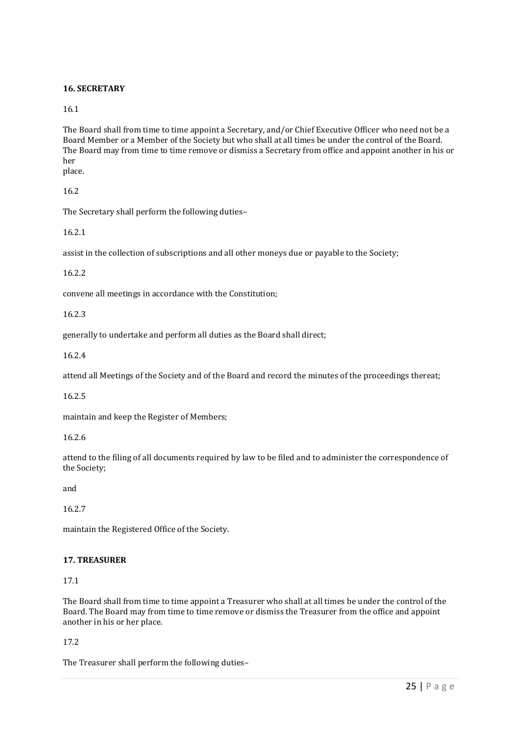### 16. SECRETARY

16.1

The Board shall from time to time appoint a Secretary, and/or Chief Executive Officer who need not be a Board Member or a Member of the Society but who shall at all times be under the control of the Board. The Board may from time to time remove or dismiss a Secretary from office and appoint another in his or her place.

16.2

The Secretary shall perform the following duties–

16.2.1

assist in the collection of subscriptions and all other moneys due or payable to the Society;

16.2.2

convene all meetings in accordance with the Constitution;

16.2.3

generally to undertake and perform all duties as the Board shall direct;

16.2.4

attend all Meetings of the Society and of the Board and record the minutes of the proceedings thereat;

16.2.5

maintain and keep the Register of Members;

16.2.6

attend to the filing of all documents required by law to be filed and to administer the correspondence of the Society;

and

16.2.7

maintain the Registered Office of the Society.

### 17. TREASURER

17.1

The Board shall from time to time appoint a Treasurer who shall at all times be under the control of the Board. The Board may from time to time remove or dismiss the Treasurer from the office and appoint another in his or her place.

17.2

The Treasurer shall perform the following duties–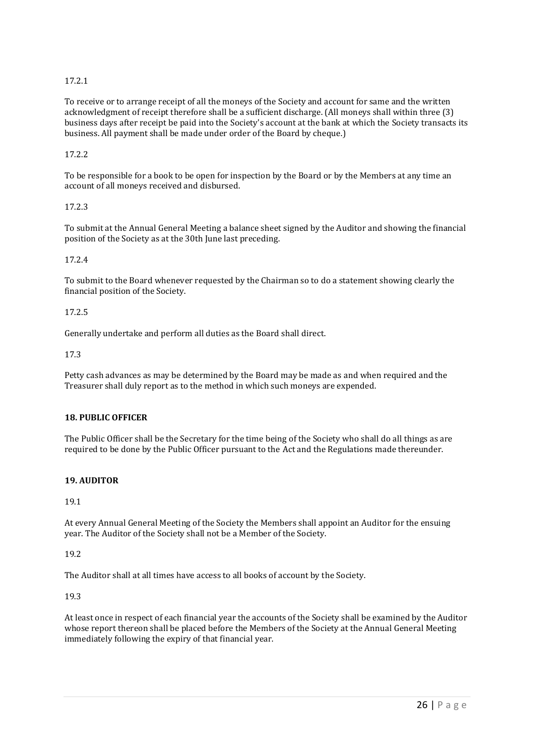17.2.1

To receive or to arrange receipt of all the moneys of the Society and account for same and the written acknowledgment of receipt therefore shall be a sufficient discharge. (All moneys shall within three (3) business days after receipt be paid into the Society's account at the bank at which the Society transacts its business. All payment shall be made under order of the Board by cheque.)

17.2.2

To be responsible for a book to be open for inspection by the Board or by the Members at any time an account of all moneys received and disbursed.

17.2.3

To submit at the Annual General Meeting a balance sheet signed by the Auditor and showing the financial position of the Society as at the 30th June last preceding.

17.2.4

To submit to the Board whenever requested by the Chairman so to do a statement showing clearly the financial position of the Society.

17.2.5

Generally undertake and perform all duties as the Board shall direct.

17.3

Petty cash advances as may be determined by the Board may be made as and when required and the Treasurer shall duly report as to the method in which such moneys are expended.

**18. PUBLIC OFFICER**

The Public Officer shall be the Secretary for the time being of the Society who shall do all things as are required to be done by the Public Officer pursuant to the Act and the Regulations made thereunder.

**19. AUDITOR**

19.1

At every Annual General Meeting of the Society the Members shall appoint an Auditor for the ensuing year. The Auditor of the Society shall not be a Member of the Society.

19.2

The Auditor shall at all times have access to all books of account by the Society.

19.3

At least once in respect of each financial year the accounts of the Society shall be examined by the Auditor whose report thereon shall be placed before the Members of the Society at the Annual General Meeting immediately following the expiry of that financial year.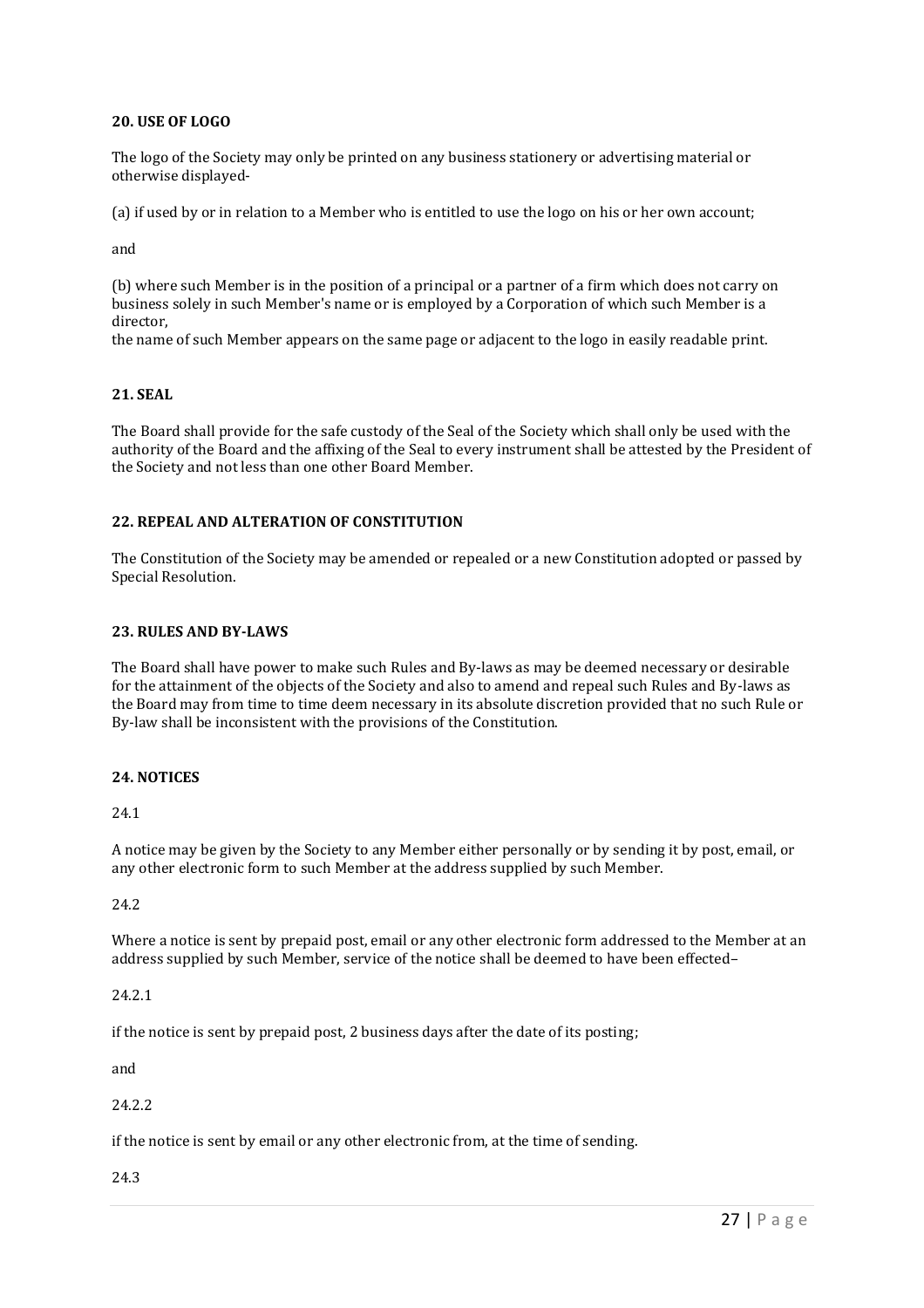**20. USE OF LOGO**

The logo of the Society may only be printed on any business stationery or advertising material or otherwise displayed-

(a) if used by or in relation to a Member who is entitled to use the logo on his or her own account;

and

(b) where such Member is in the position of a principal or a partner of a firm which does not carry on business solely in such Member's name or is employed by a Corporation of which such Member is a director,
the name of such Member appears on the same page or adjacent to the logo in easily readable print.

**21. SEAL**

The Board shall provide for the safe custody of the Seal of the Society which shall only be used with the authority of the Board and the affixing of the Seal to every instrument shall be attested by the President of the Society and not less than one other Board Member.

**22. REPEAL AND ALTERATION OF CONSTITUTION**

The Constitution of the Society may be amended or repealed or a new Constitution adopted or passed by Special Resolution.

**23. RULES AND BY-LAWS**

The Board shall have power to make such Rules and By-laws as may be deemed necessary or desirable for the attainment of the objects of the Society and also to amend and repeal such Rules and By-laws as the Board may from time to time deem necessary in its absolute discretion provided that no such Rule or By-law shall be inconsistent with the provisions of the Constitution.

**24. NOTICES**

24.1

A notice may be given by the Society to any Member either personally or by sending it by post, email, or any other electronic form to such Member at the address supplied by such Member.

24.2

Where a notice is sent by prepaid post, email or any other electronic form addressed to the Member at an address supplied by such Member, service of the notice shall be deemed to have been effected–

24.2.1

if the notice is sent by prepaid post, 2 business days after the date of its posting;

and

24.2.2

if the notice is sent by email or any other electronic from, at the time of sending.

24.3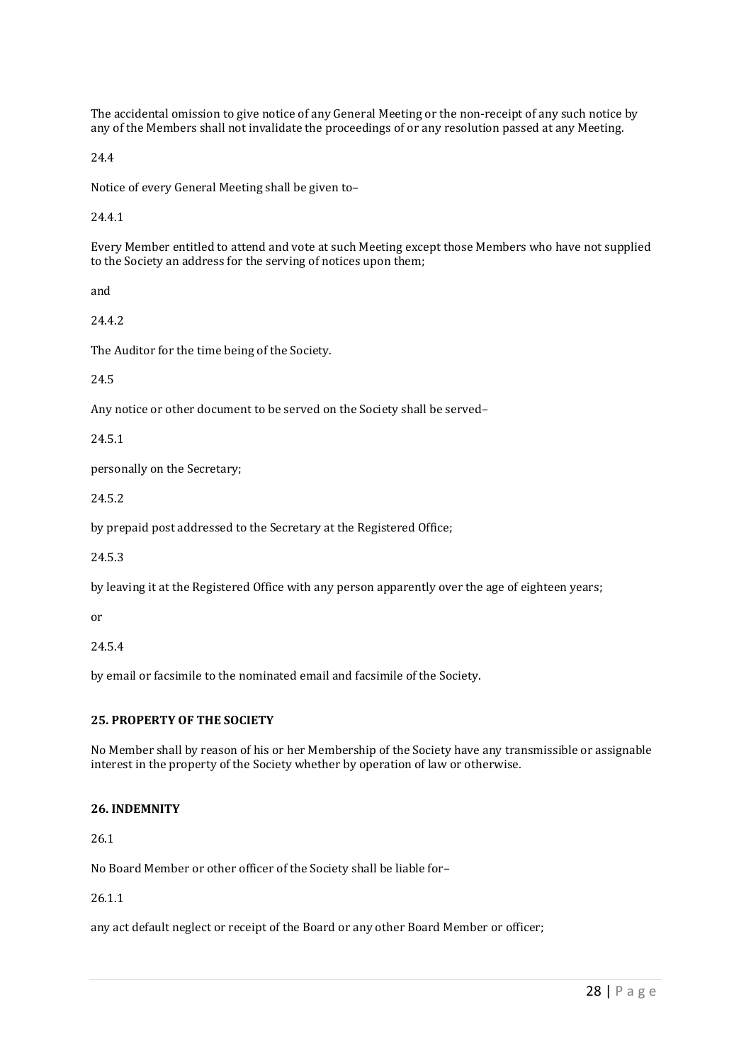The accidental omission to give notice of any General Meeting or the non-receipt of any such notice by any of the Members shall not invalidate the proceedings of or any resolution passed at any Meeting.

24.4

Notice of every General Meeting shall be given to–

24.4.1

Every Member entitled to attend and vote at such Meeting except those Members who have not supplied to the Society an address for the serving of notices upon them;

and

24.4.2

The Auditor for the time being of the Society.

24.5

Any notice or other document to be served on the Society shall be served–

24.5.1

personally on the Secretary;

24.5.2

by prepaid post addressed to the Secretary at the Registered Office;

24.5.3

by leaving it at the Registered Office with any person apparently over the age of eighteen years;

or

24.5.4

by email or facsimile to the nominated email and facsimile of the Society.

**25. PROPERTY OF THE SOCIETY**

No Member shall by reason of his or her Membership of the Society have any transmissible or assignable interest in the property of the Society whether by operation of law or otherwise.

**26. INDEMNITY**

26.1

No Board Member or other officer of the Society shall be liable for–

26.1.1

any act default neglect or receipt of the Board or any other Board Member or officer;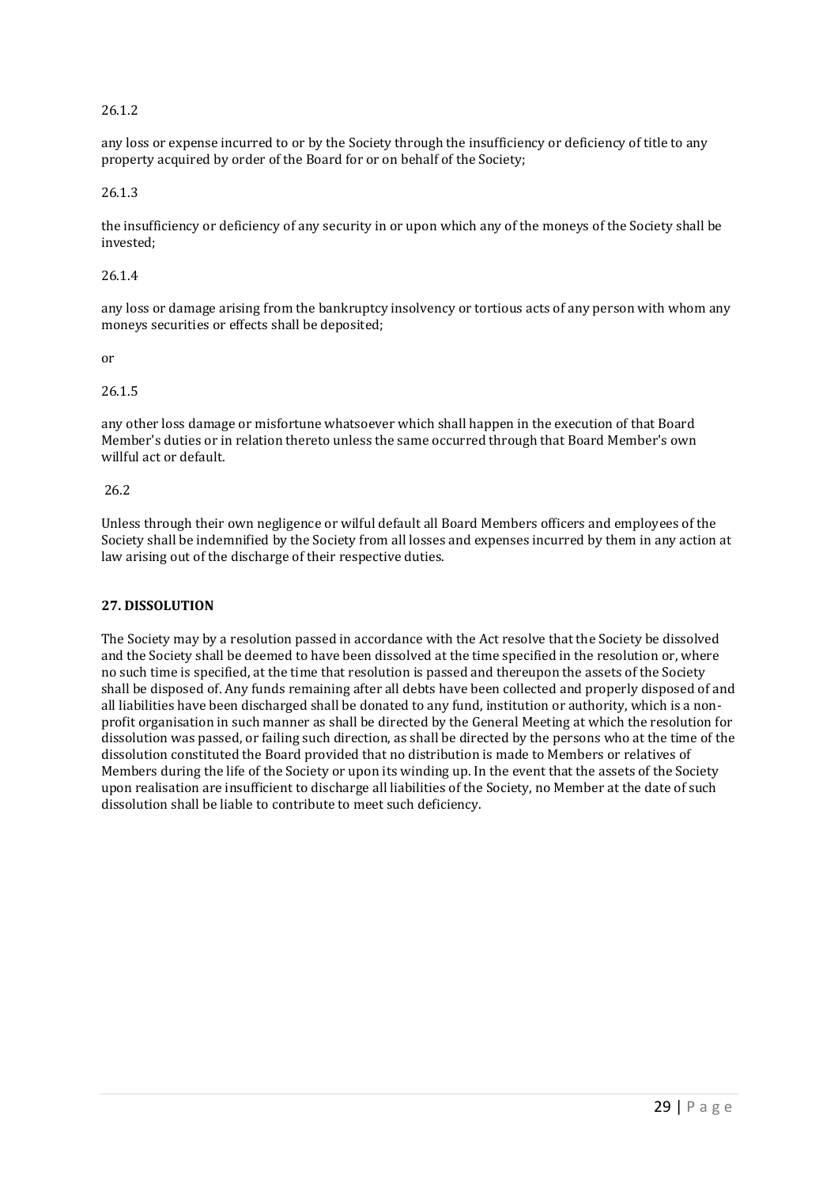26.1.2

any loss or expense incurred to or by the Society through the insufficiency or deficiency of title to any property acquired by order of the Board for or on behalf of the Society;

26.1.3

the insufficiency or deficiency of any security in or upon which any of the moneys of the Society shall be invested;

26.1.4

any loss or damage arising from the bankruptcy insolvency or tortious acts of any person with whom any moneys securities or effects shall be deposited;

or

26.1.5

any other loss damage or misfortune whatsoever which shall happen in the execution of that Board Member's duties or in relation thereto unless the same occurred through that Board Member's own willful act or default.

26.2

Unless through their own negligence or wilful default all Board Members officers and employees of the Society shall be indemnified by the Society from all losses and expenses incurred by them in any action at law arising out of the discharge of their respective duties.

**27. DISSOLUTION**

The Society may by a resolution passed in accordance with the Act resolve that the Society be dissolved and the Society shall be deemed to have been dissolved at the time specified in the resolution or, where no such time is specified, at the time that resolution is passed and thereupon the assets of the Society shall be disposed of. Any funds remaining after all debts have been collected and properly disposed of and all liabilities have been discharged shall be donated to any fund, institution or authority, which is a non-profit organisation in such manner as shall be directed by the General Meeting at which the resolution for dissolution was passed, or failing such direction, as shall be directed by the persons who at the time of the dissolution constituted the Board provided that no distribution is made to Members or relatives of Members during the life of the Society or upon its winding up. In the event that the assets of the Society upon realisation are insufficient to discharge all liabilities of the Society, no Member at the date of such dissolution shall be liable to contribute to meet such deficiency.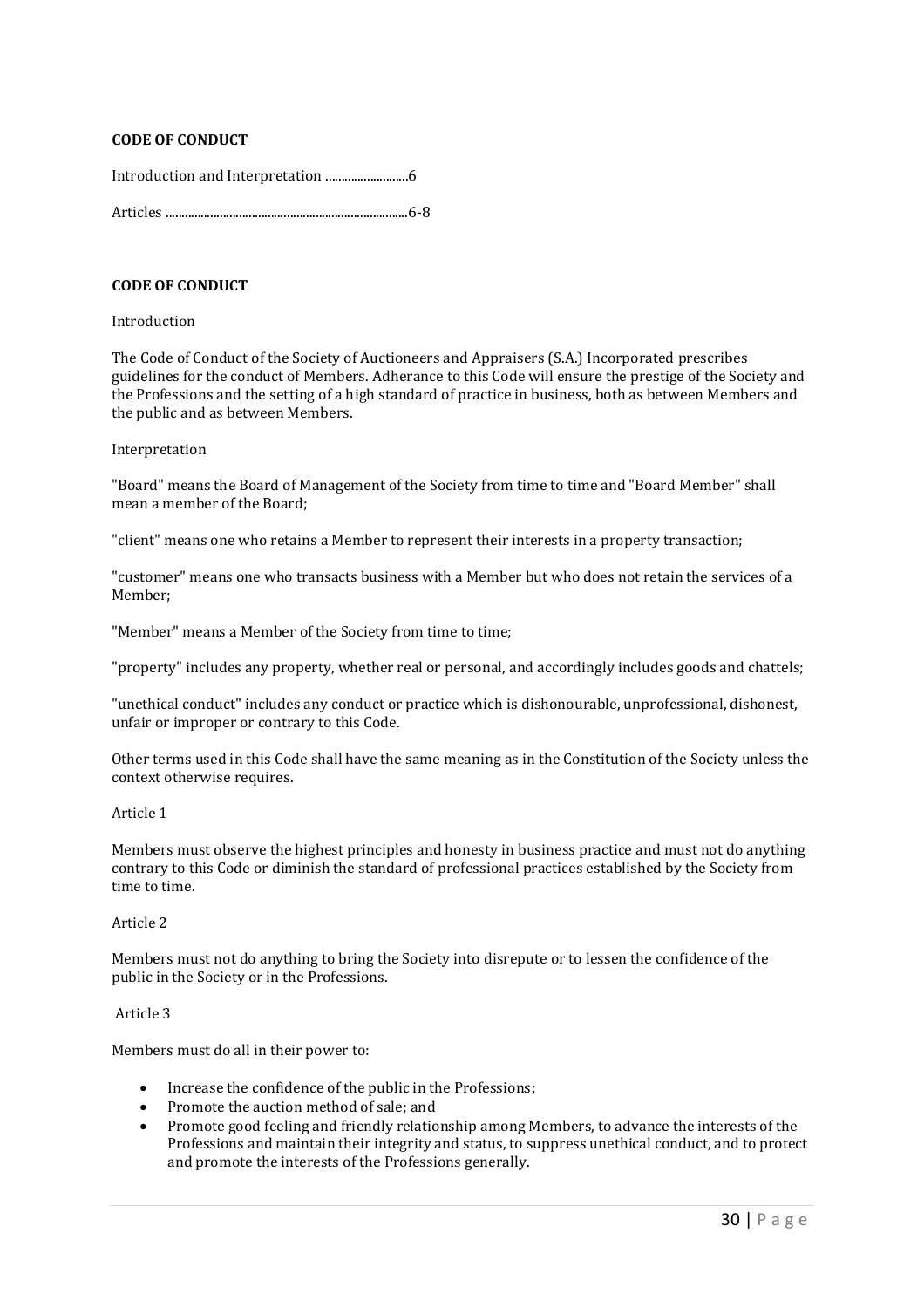**CODE OF CONDUCT**

Introduction and Interpretation ..........................6

Articles ..........................................................................6-8

**CODE OF CONDUCT**

Introduction

The Code of Conduct of the Society of Auctioneers and Appraisers (S.A.) Incorporated prescribes guidelines for the conduct of Members. Adherance to this Code will ensure the prestige of the Society and the Professions and the setting of a high standard of practice in business, both as between Members and the public and as between Members.

Interpretation

"Board" means the Board of Management of the Society from time to time and "Board Member" shall mean a member of the Board;

"client" means one who retains a Member to represent their interests in a property transaction;

"customer" means one who transacts business with a Member but who does not retain the services of a Member;

"Member" means a Member of the Society from time to time;

"property" includes any property, whether real or personal, and accordingly includes goods and chattels;

"unethical conduct" includes any conduct or practice which is dishonourable, unprofessional, dishonest, unfair or improper or contrary to this Code.

Other terms used in this Code shall have the same meaning as in the Constitution of the Society unless the context otherwise requires.

Article 1

Members must observe the highest principles and honesty in business practice and must not do anything contrary to this Code or diminish the standard of professional practices established by the Society from time to time.

Article 2

Members must not do anything to bring the Society into disrepute or to lessen the confidence of the public in the Society or in the Professions.

Article 3

Members must do all in their power to:

- Increase the confidence of the public in the Professions;
- Promote the auction method of sale; and
- Promote good feeling and friendly relationship among Members, to advance the interests of the Professions and maintain their integrity and status, to suppress unethical conduct, and to protect and promote the interests of the Professions generally.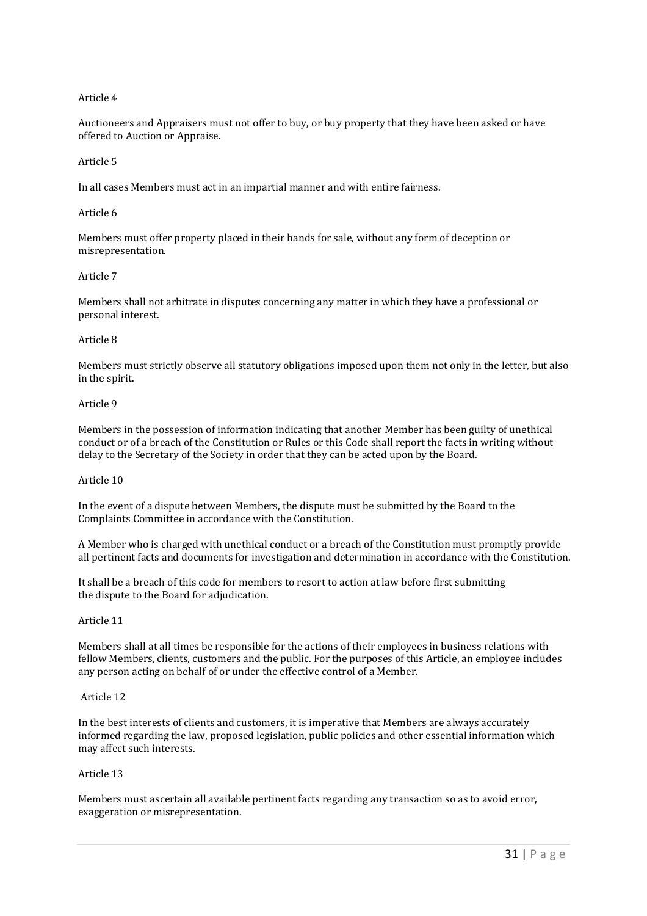Article 4

Auctioneers and Appraisers must not offer to buy, or buy property that they have been asked or have offered to Auction or Appraise.

Article 5

In all cases Members must act in an impartial manner and with entire fairness.

Article 6

Members must offer property placed in their hands for sale, without any form of deception or misrepresentation.

Article 7

Members shall not arbitrate in disputes concerning any matter in which they have a professional or personal interest.

Article 8

Members must strictly observe all statutory obligations imposed upon them not only in the letter, but also in the spirit.

Article 9

Members in the possession of information indicating that another Member has been guilty of unethical conduct or of a breach of the Constitution or Rules or this Code shall report the facts in writing without delay to the Secretary of the Society in order that they can be acted upon by the Board.

Article 10

In the event of a dispute between Members, the dispute must be submitted by the Board to the Complaints Committee in accordance with the Constitution.

A Member who is charged with unethical conduct or a breach of the Constitution must promptly provide all pertinent facts and documents for investigation and determination in accordance with the Constitution.

It shall be a breach of this code for members to resort to action at law before first submitting the dispute to the Board for adjudication.

Article 11

Members shall at all times be responsible for the actions of their employees in business relations with fellow Members, clients, customers and the public. For the purposes of this Article, an employee includes any person acting on behalf of or under the effective control of a Member.

Article 12

In the best interests of clients and customers, it is imperative that Members are always accurately informed regarding the law, proposed legislation, public policies and other essential information which may affect such interests.

Article 13

Members must ascertain all available pertinent facts regarding any transaction so as to avoid error, exaggeration or misrepresentation.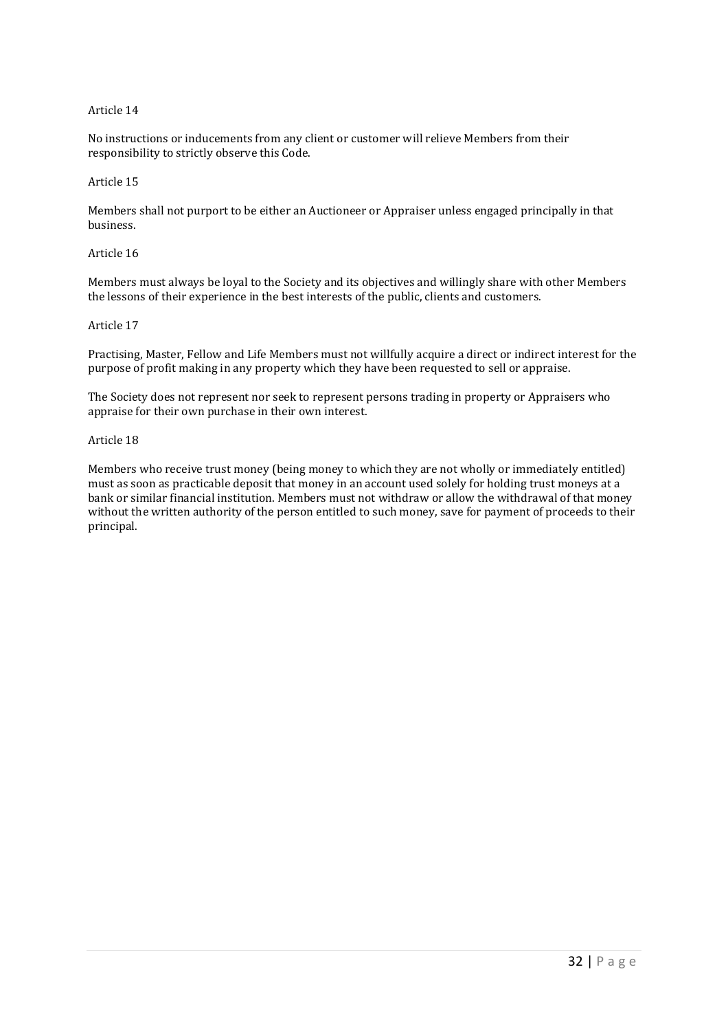Article 14

No instructions or inducements from any client or customer will relieve Members from their responsibility to strictly observe this Code.

Article 15

Members shall not purport to be either an Auctioneer or Appraiser unless engaged principally in that business.

Article 16

Members must always be loyal to the Society and its objectives and willingly share with other Members the lessons of their experience in the best interests of the public, clients and customers.

Article 17

Practising, Master, Fellow and Life Members must not willfully acquire a direct or indirect interest for the purpose of profit making in any property which they have been requested to sell or appraise.

The Society does not represent nor seek to represent persons trading in property or Appraisers who appraise for their own purchase in their own interest.

Article 18

Members who receive trust money (being money to which they are not wholly or immediately entitled) must as soon as practicable deposit that money in an account used solely for holding trust moneys at a bank or similar financial institution. Members must not withdraw or allow the withdrawal of that money without the written authority of the person entitled to such money, save for payment of proceeds to their principal.